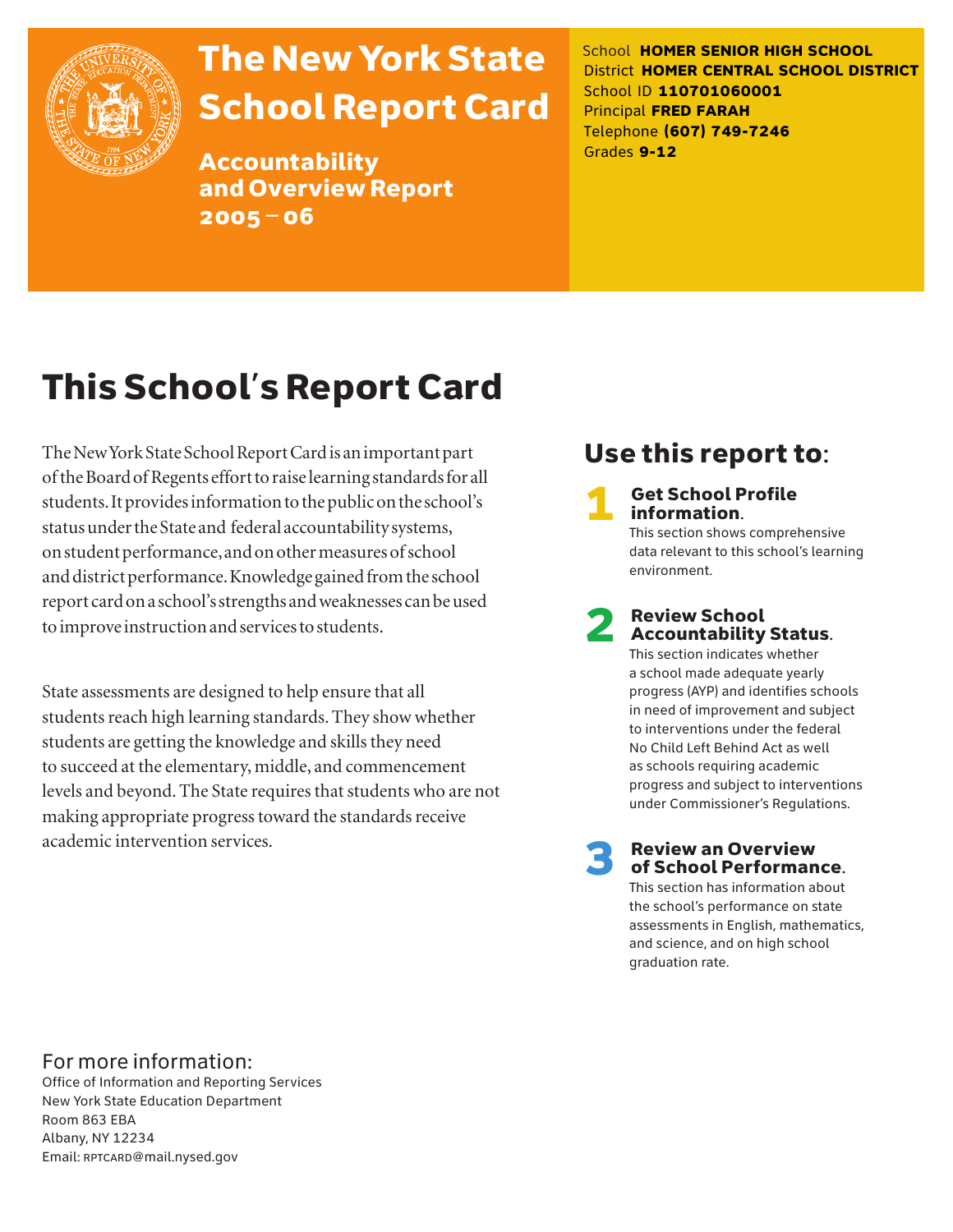# The New York State School Report Card

**Accountability and Overview Report 2005 – 06**

School **HOMER SENIOR HIGH SCHOOL**
District **HOMER CENTRAL SCHOOL DISTRICT**
School ID **110701060001**
Principal **FRED FARAH**
Telephone **(607) 749-7246**
Grades **9-12**

## This School's Report Card

The New York State School Report Card is an important part of the Board of Regents effort to raise learning standards for all students. It provides information to the public on the school's status under the State and federal accountability systems, on student performance, and on other measures of school and district performance. Knowledge gained from the school report card on a school's strengths and weaknesses can be used to improve instruction and services to students.

State assessments are designed to help ensure that all students reach high learning standards. They show whether students are getting the knowledge and skills they need to succeed at the elementary, middle, and commencement levels and beyond. The State requires that students who are not making appropriate progress toward the standards receive academic intervention services.

## Use this report to:

1. **Get School Profile information.** This section shows comprehensive data relevant to this school's learning environment.

2. **Review School Accountability Status.** This section indicates whether a school made adequate yearly progress (AYP) and identifies schools in need of improvement and subject to interventions under the federal No Child Left Behind Act as well as schools requiring academic progress and subject to interventions under Commissioner's Regulations.

3. **Review an Overview of School Performance.** This section has information about the school's performance on state assessments in English, mathematics, and science, and on high school graduation rate.

For more information:
Office of Information and Reporting Services
New York State Education Department
Room 863 EBA
Albany, NY 12234
Email: RPTCARD@mail.nysed.gov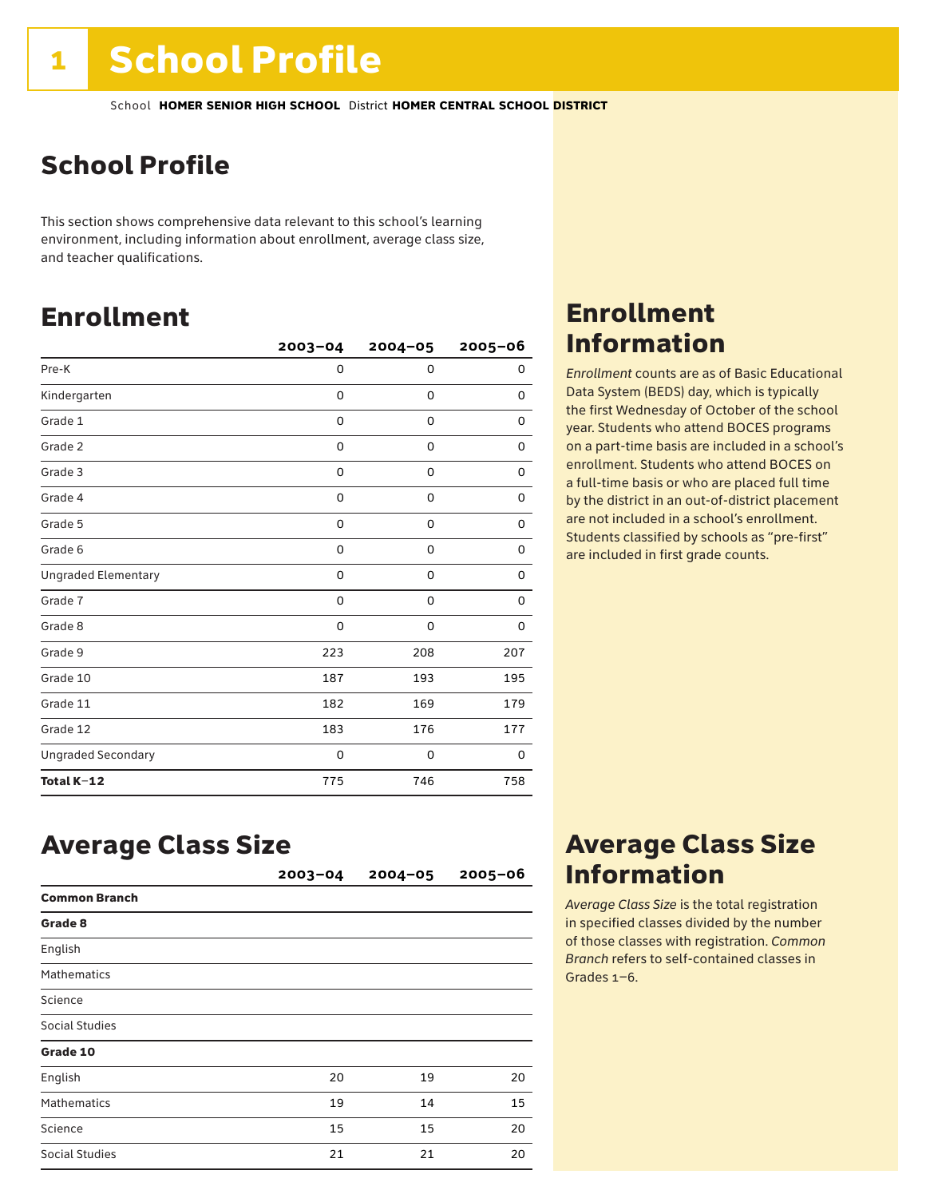# 1 School Profile

School **HOMER SENIOR HIGH SCHOOL** District **HOMER CENTRAL SCHOOL DISTRICT**

## School Profile

This section shows comprehensive data relevant to this school's learning environment, including information about enrollment, average class size, and teacher qualifications.

## Enrollment

| | 2003–04 | 2004–05 | 2005–06 |
|---|---|---|---|
| Pre-K | 0 | 0 | 0 |
| Kindergarten | 0 | 0 | 0 |
| Grade 1 | 0 | 0 | 0 |
| Grade 2 | 0 | 0 | 0 |
| Grade 3 | 0 | 0 | 0 |
| Grade 4 | 0 | 0 | 0 |
| Grade 5 | 0 | 0 | 0 |
| Grade 6 | 0 | 0 | 0 |
| Ungraded Elementary | 0 | 0 | 0 |
| Grade 7 | 0 | 0 | 0 |
| Grade 8 | 0 | 0 | 0 |
| Grade 9 | 223 | 208 | 207 |
| Grade 10 | 187 | 193 | 195 |
| Grade 11 | 182 | 169 | 179 |
| Grade 12 | 183 | 176 | 177 |
| Ungraded Secondary | 0 | 0 | 0 |
| **Total K–12** | 775 | 746 | 758 |

## Enrollment Information

*Enrollment* counts are as of Basic Educational Data System (BEDS) day, which is typically the first Wednesday of October of the school year. Students who attend BOCES programs on a part-time basis are included in a school's enrollment. Students who attend BOCES on a full-time basis or who are placed full time by the district in an out-of-district placement are not included in a school's enrollment. Students classified by schools as "pre-first" are included in first grade counts.

## Average Class Size

| | 2003–04 | 2004–05 | 2005–06 |
|---|---|---|---|
| **Common Branch** | | | |
| **Grade 8** | | | |
| English | | | |
| Mathematics | | | |
| Science | | | |
| Social Studies | | | |
| **Grade 10** | | | |
| English | 20 | 19 | 20 |
| Mathematics | 19 | 14 | 15 |
| Science | 15 | 15 | 20 |
| Social Studies | 21 | 21 | 20 |

## Average Class Size Information

*Average Class Size* is the total registration in specified classes divided by the number of those classes with registration. *Common Branch* refers to self-contained classes in Grades 1–6.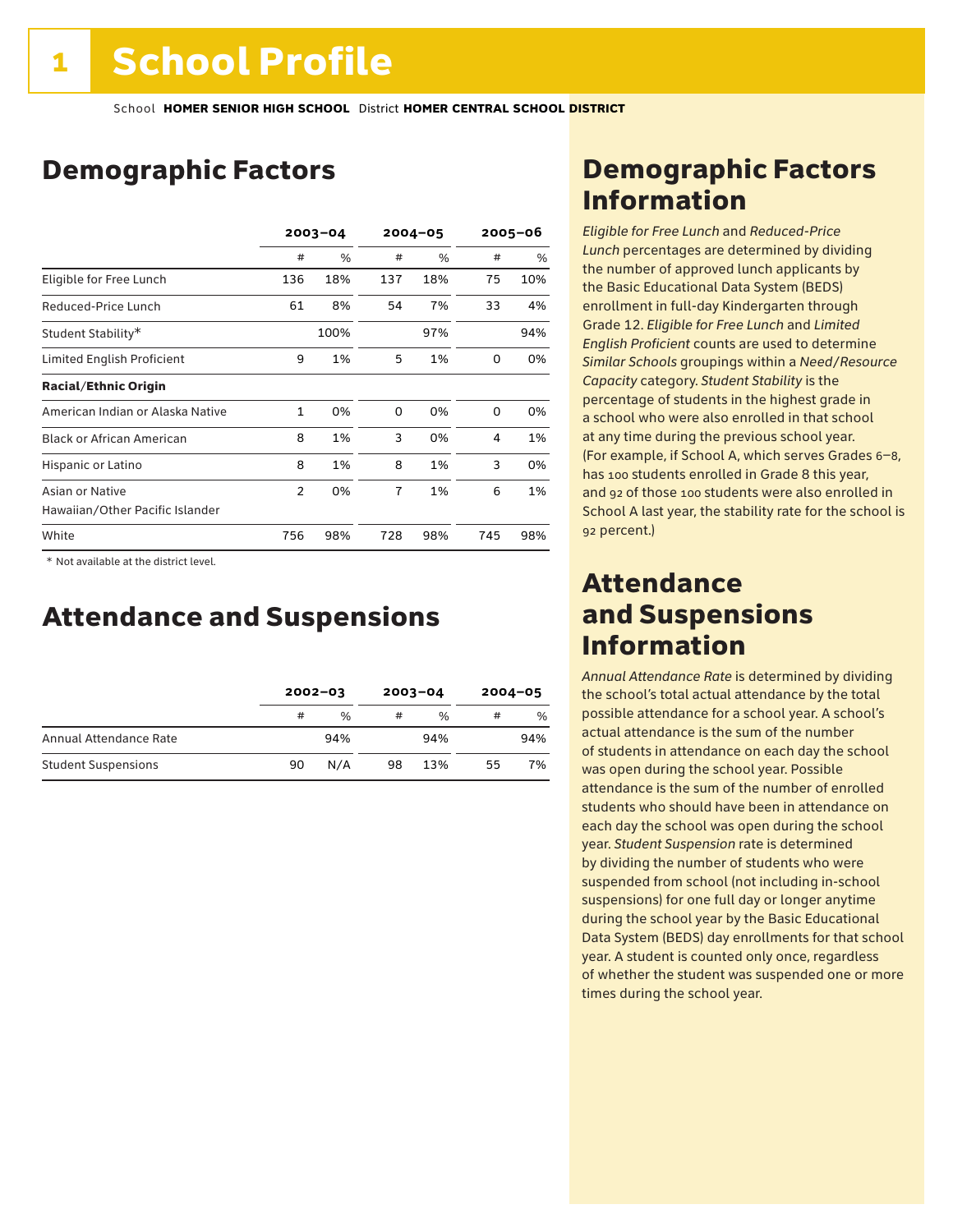# 1 School Profile

School **HOMER SENIOR HIGH SCHOOL** District **HOMER CENTRAL SCHOOL DISTRICT**

## Demographic Factors

| | 2003–04 | | 2004–05 | | 2005–06 | |
|---|---|---|---|---|---|---|
| | # | % | # | % | # | % |
| Eligible for Free Lunch | 136 | 18% | 137 | 18% | 75 | 10% |
| Reduced-Price Lunch | 61 | 8% | 54 | 7% | 33 | 4% |
| Student Stability* | | 100% | | 97% | | 94% |
| Limited English Proficient | 9 | 1% | 5 | 1% | 0 | 0% |
| **Racial/Ethnic Origin** | | | | | | |
| American Indian or Alaska Native | 1 | 0% | 0 | 0% | 0 | 0% |
| Black or African American | 8 | 1% | 3 | 0% | 4 | 1% |
| Hispanic or Latino | 8 | 1% | 8 | 1% | 3 | 0% |
| Asian or Native Hawaiian/Other Pacific Islander | 2 | 0% | 7 | 1% | 6 | 1% |
| White | 756 | 98% | 728 | 98% | 745 | 98% |

\* Not available at the district level.

## Attendance and Suspensions

| | 2002–03 | | 2003–04 | | 2004–05 | |
|---|---|---|---|---|---|---|
| | # | % | # | % | # | % |
| Annual Attendance Rate | | 94% | | 94% | | 94% |
| Student Suspensions | 90 | N/A | 98 | 13% | 55 | 7% |

## Demographic Factors Information

*Eligible for Free Lunch* and *Reduced-Price Lunch* percentages are determined by dividing the number of approved lunch applicants by the Basic Educational Data System (BEDS) enrollment in full-day Kindergarten through Grade 12. *Eligible for Free Lunch* and *Limited English Proficient* counts are used to determine *Similar Schools* groupings within a *Need/Resource Capacity* category. *Student Stability* is the percentage of students in the highest grade in a school who were also enrolled in that school at any time during the previous school year. (For example, if School A, which serves Grades 6–8, has 100 students enrolled in Grade 8 this year, and 92 of those 100 students were also enrolled in School A last year, the stability rate for the school is 92 percent.)

## Attendance and Suspensions Information

*Annual Attendance Rate* is determined by dividing the school's total actual attendance by the total possible attendance for a school year. A school's actual attendance is the sum of the number of students in attendance on each day the school was open during the school year. Possible attendance is the sum of the number of enrolled students who should have been in attendance on each day the school was open during the school year. *Student Suspension* rate is determined by dividing the number of students who were suspended from school (not including in-school suspensions) for one full day or longer anytime during the school year by the Basic Educational Data System (BEDS) day enrollments for that school year. A student is counted only once, regardless of whether the student was suspended one or more times during the school year.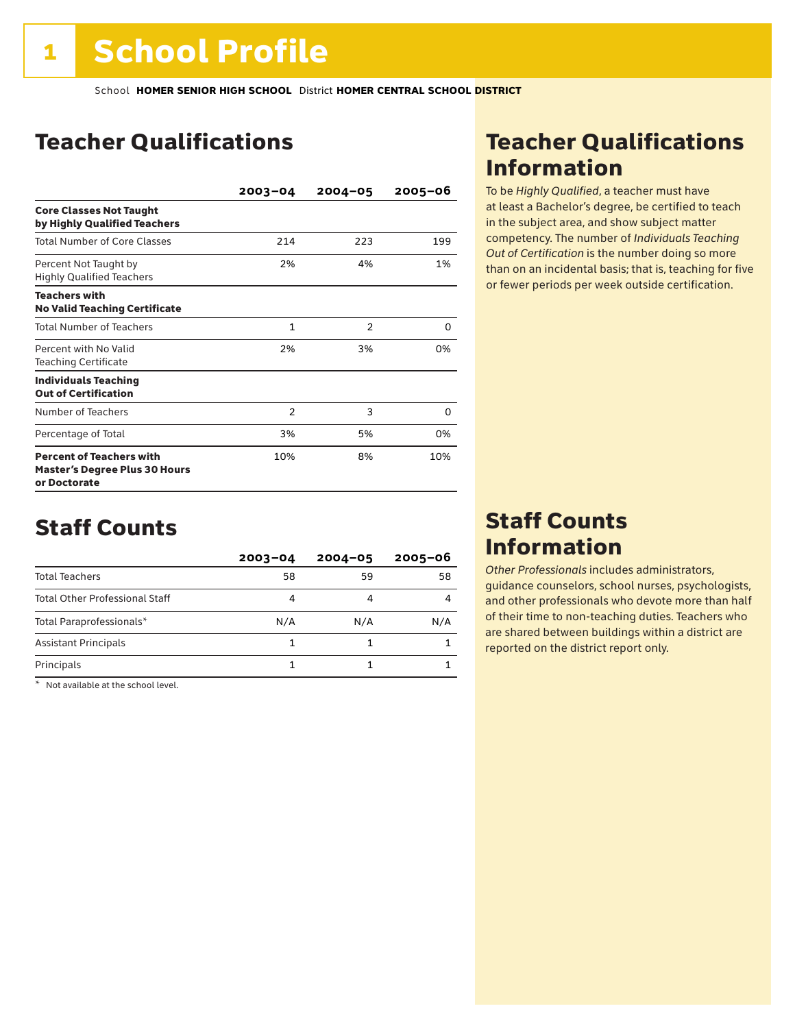# 1 School Profile

School **HOMER SENIOR HIGH SCHOOL** District **HOMER CENTRAL SCHOOL DISTRICT**

## Teacher Qualifications

| | 2003–04 | 2004–05 | 2005–06 |
|---|---|---|---|
| **Core Classes Not Taught by Highly Qualified Teachers** | | | |
| Total Number of Core Classes | 214 | 223 | 199 |
| Percent Not Taught by Highly Qualified Teachers | 2% | 4% | 1% |
| **Teachers with No Valid Teaching Certificate** | | | |
| Total Number of Teachers | 1 | 2 | 0 |
| Percent with No Valid Teaching Certificate | 2% | 3% | 0% |
| **Individuals Teaching Out of Certification** | | | |
| Number of Teachers | 2 | 3 | 0 |
| Percentage of Total | 3% | 5% | 0% |
| **Percent of Teachers with Master's Degree Plus 30 Hours or Doctorate** | 10% | 8% | 10% |

## Staff Counts

| | 2003–04 | 2004–05 | 2005–06 |
|---|---|---|---|
| Total Teachers | 58 | 59 | 58 |
| Total Other Professional Staff | 4 | 4 | 4 |
| Total Paraprofessionals* | N/A | N/A | N/A |
| Assistant Principals | 1 | 1 | 1 |
| Principals | 1 | 1 | 1 |

\* Not available at the school level.

## Teacher Qualifications Information

To be *Highly Qualified*, a teacher must have at least a Bachelor's degree, be certified to teach in the subject area, and show subject matter competency. The number of *Individuals Teaching Out of Certification* is the number doing so more than on an incidental basis; that is, teaching for five or fewer periods per week outside certification.

## Staff Counts Information

*Other Professionals* includes administrators, guidance counselors, school nurses, psychologists, and other professionals who devote more than half of their time to non-teaching duties. Teachers who are shared between buildings within a district are reported on the district report only.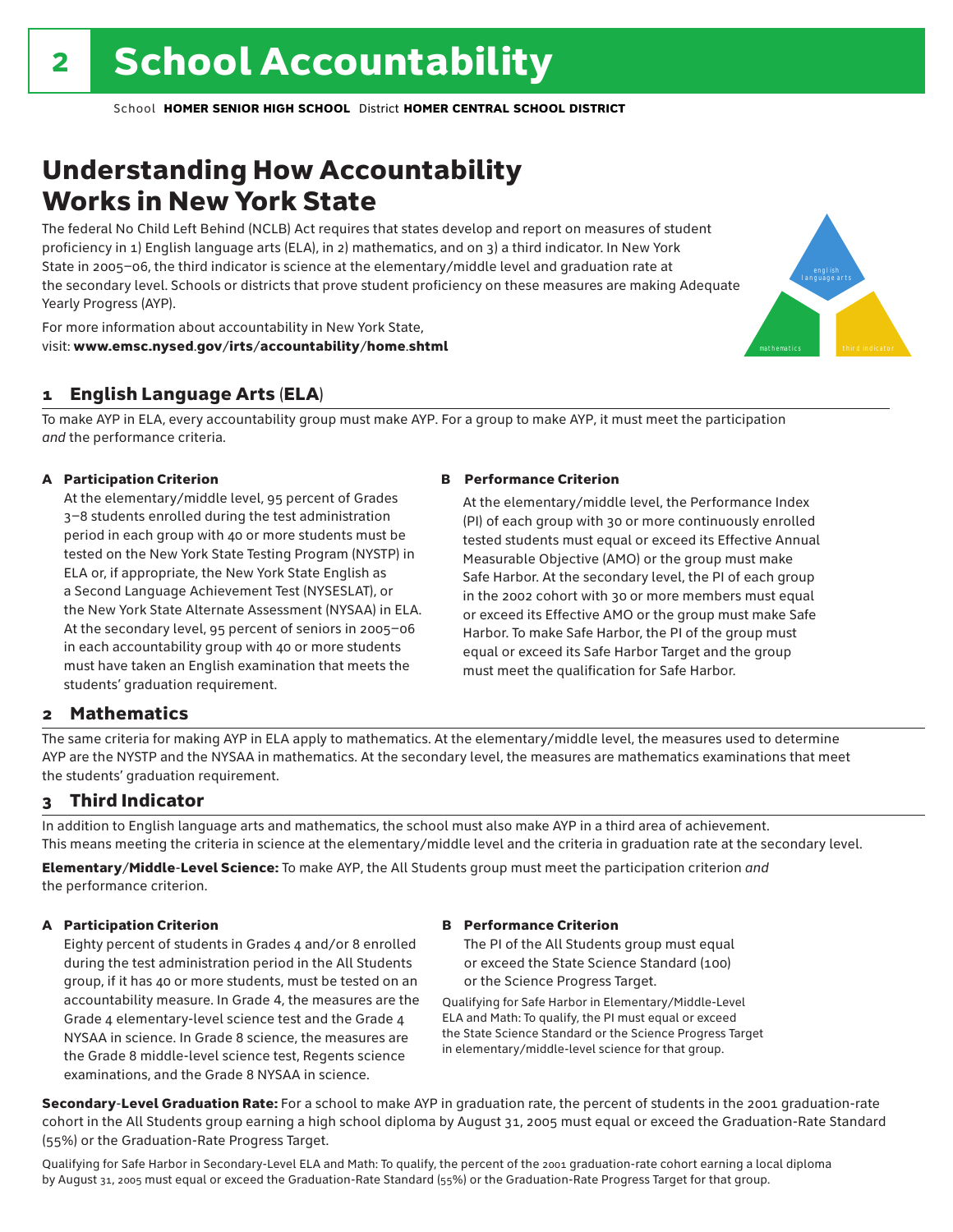# 2 School Accountability

School **HOMER SENIOR HIGH SCHOOL** District **HOMER CENTRAL SCHOOL DISTRICT**

## Understanding How Accountability Works in New York State

The federal No Child Left Behind (NCLB) Act requires that states develop and report on measures of student proficiency in 1) English language arts (ELA), in 2) mathematics, and on 3) a third indicator. In New York State in 2005–06, the third indicator is science at the elementary/middle level and graduation rate at the secondary level. Schools or districts that prove student proficiency on these measures are making Adequate Yearly Progress (AYP).

For more information about accountability in New York State, visit: **www.emsc.nysed.gov/irts/accountability/home.shtml**

english language arts

mathematics

third indicator

### 1 English Language Arts (ELA)

To make AYP in ELA, every accountability group must make AYP. For a group to make AYP, it must meet the participation *and* the performance criteria.

**A Participation Criterion**

At the elementary/middle level, 95 percent of Grades 3–8 students enrolled during the test administration period in each group with 40 or more students must be tested on the New York State Testing Program (NYSTP) in ELA or, if appropriate, the New York State English as a Second Language Achievement Test (NYSESLAT), or the New York State Alternate Assessment (NYSAA) in ELA. At the secondary level, 95 percent of seniors in 2005–06 in each accountability group with 40 or more students must have taken an English examination that meets the students' graduation requirement.

**B Performance Criterion**

At the elementary/middle level, the Performance Index (PI) of each group with 30 or more continuously enrolled tested students must equal or exceed its Effective Annual Measurable Objective (AMO) or the group must make Safe Harbor. At the secondary level, the PI of each group in the 2002 cohort with 30 or more members must equal or exceed its Effective AMO or the group must make Safe Harbor. To make Safe Harbor, the PI of the group must equal or exceed its Safe Harbor Target and the group must meet the qualification for Safe Harbor.

### 2 Mathematics

The same criteria for making AYP in ELA apply to mathematics. At the elementary/middle level, the measures used to determine AYP are the NYSTP and the NYSAA in mathematics. At the secondary level, the measures are mathematics examinations that meet the students' graduation requirement.

### 3 Third Indicator

In addition to English language arts and mathematics, the school must also make AYP in a third area of achievement. This means meeting the criteria in science at the elementary/middle level and the criteria in graduation rate at the secondary level.

**Elementary/Middle-Level Science:** To make AYP, the All Students group must meet the participation criterion *and* the performance criterion.

**A Participation Criterion**

Eighty percent of students in Grades 4 and/or 8 enrolled during the test administration period in the All Students group, if it has 40 or more students, must be tested on an accountability measure. In Grade 4, the measures are the Grade 4 elementary-level science test and the Grade 4 NYSAA in science. In Grade 8 science, the measures are the Grade 8 middle-level science test, Regents science examinations, and the Grade 8 NYSAA in science.

**B Performance Criterion**

The PI of the All Students group must equal or exceed the State Science Standard (100) or the Science Progress Target.

Qualifying for Safe Harbor in Elementary/Middle-Level ELA and Math: To qualify, the PI must equal or exceed the State Science Standard or the Science Progress Target in elementary/middle-level science for that group.

**Secondary-Level Graduation Rate:** For a school to make AYP in graduation rate, the percent of students in the 2001 graduation-rate cohort in the All Students group earning a high school diploma by August 31, 2005 must equal or exceed the Graduation-Rate Standard (55%) or the Graduation-Rate Progress Target.

Qualifying for Safe Harbor in Secondary-Level ELA and Math: To qualify, the percent of the 2001 graduation-rate cohort earning a local diploma by August 31, 2005 must equal or exceed the Graduation-Rate Standard (55%) or the Graduation-Rate Progress Target for that group.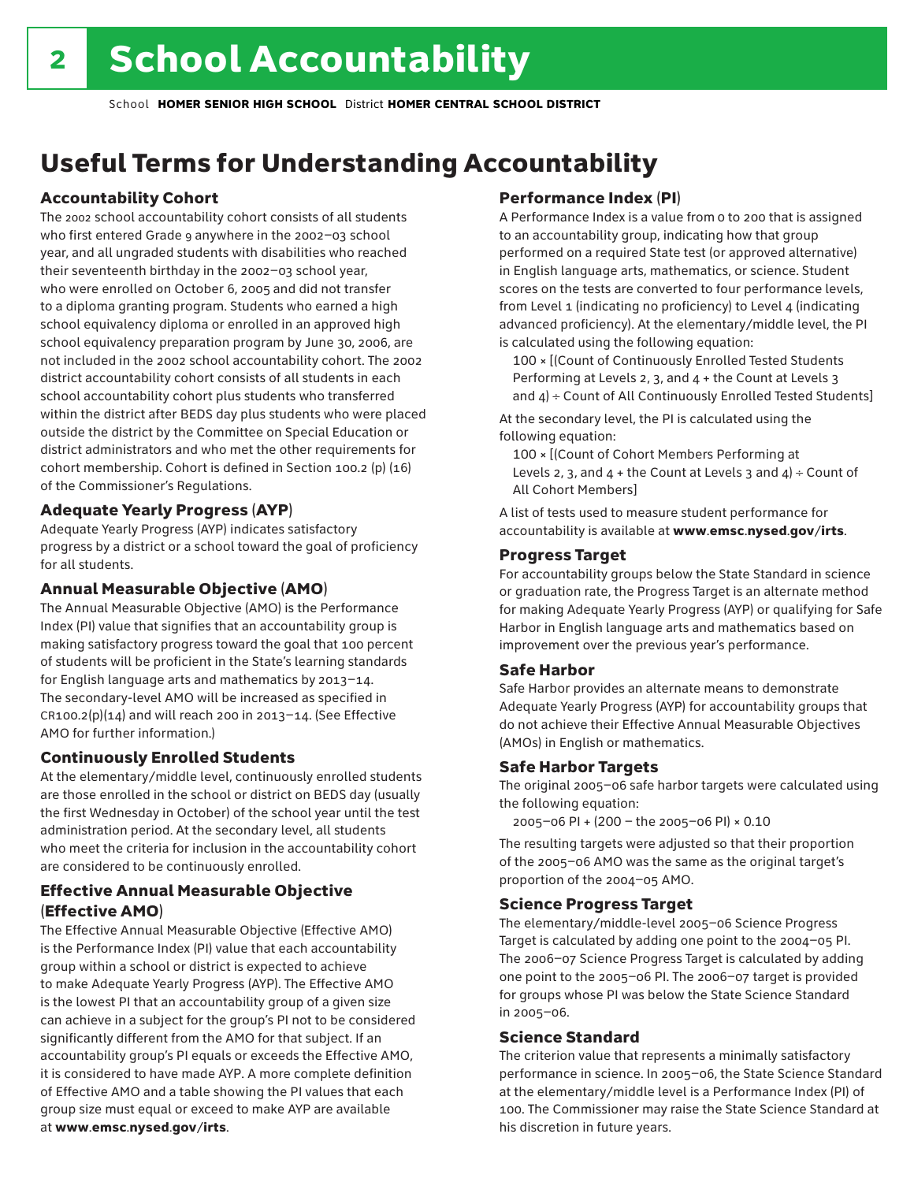# School Accountability

School **HOMER SENIOR HIGH SCHOOL** District **HOMER CENTRAL SCHOOL DISTRICT**

## Useful Terms for Understanding Accountability

### Accountability Cohort

The 2002 school accountability cohort consists of all students who first entered Grade 9 anywhere in the 2002–03 school year, and all ungraded students with disabilities who reached their seventeenth birthday in the 2002–03 school year, who were enrolled on October 6, 2005 and did not transfer to a diploma granting program. Students who earned a high school equivalency diploma or enrolled in an approved high school equivalency preparation program by June 30, 2006, are not included in the 2002 school accountability cohort. The 2002 district accountability cohort consists of all students in each school accountability cohort plus students who transferred within the district after BEDS day plus students who were placed outside the district by the Committee on Special Education or district administrators and who met the other requirements for cohort membership. Cohort is defined in Section 100.2 (p) (16) of the Commissioner's Regulations.

### Adequate Yearly Progress (AYP)

Adequate Yearly Progress (AYP) indicates satisfactory progress by a district or a school toward the goal of proficiency for all students.

### Annual Measurable Objective (AMO)

The Annual Measurable Objective (AMO) is the Performance Index (PI) value that signifies that an accountability group is making satisfactory progress toward the goal that 100 percent of students will be proficient in the State's learning standards for English language arts and mathematics by 2013–14. The secondary-level AMO will be increased as specified in CR100.2(p)(14) and will reach 200 in 2013–14. (See Effective AMO for further information.)

### Continuously Enrolled Students

At the elementary/middle level, continuously enrolled students are those enrolled in the school or district on BEDS day (usually the first Wednesday in October) of the school year until the test administration period. At the secondary level, all students who meet the criteria for inclusion in the accountability cohort are considered to be continuously enrolled.

### Effective Annual Measurable Objective (Effective AMO)

The Effective Annual Measurable Objective (Effective AMO) is the Performance Index (PI) value that each accountability group within a school or district is expected to achieve to make Adequate Yearly Progress (AYP). The Effective AMO is the lowest PI that an accountability group of a given size can achieve in a subject for the group's PI not to be considered significantly different from the AMO for that subject. If an accountability group's PI equals or exceeds the Effective AMO, it is considered to have made AYP. A more complete definition of Effective AMO and a table showing the PI values that each group size must equal or exceed to make AYP are available at **www.emsc.nysed.gov/irts**.

### Performance Index (PI)

A Performance Index is a value from 0 to 200 that is assigned to an accountability group, indicating how that group performed on a required State test (or approved alternative) in English language arts, mathematics, or science. Student scores on the tests are converted to four performance levels, from Level 1 (indicating no proficiency) to Level 4 (indicating advanced proficiency). At the elementary/middle level, the PI is calculated using the following equation:

100 × [(Count of Continuously Enrolled Tested Students Performing at Levels 2, 3, and 4 + the Count at Levels 3 and 4) ÷ Count of All Continuously Enrolled Tested Students]

At the secondary level, the PI is calculated using the following equation:

100 × [(Count of Cohort Members Performing at Levels 2, 3, and 4 + the Count at Levels 3 and 4) ÷ Count of All Cohort Members]

A list of tests used to measure student performance for accountability is available at **www.emsc.nysed.gov/irts**.

### Progress Target

For accountability groups below the State Standard in science or graduation rate, the Progress Target is an alternate method for making Adequate Yearly Progress (AYP) or qualifying for Safe Harbor in English language arts and mathematics based on improvement over the previous year's performance.

### Safe Harbor

Safe Harbor provides an alternate means to demonstrate Adequate Yearly Progress (AYP) for accountability groups that do not achieve their Effective Annual Measurable Objectives (AMOs) in English or mathematics.

### Safe Harbor Targets

The original 2005–06 safe harbor targets were calculated using the following equation:

2005–06 PI + (200 – the 2005–06 PI) × 0.10

The resulting targets were adjusted so that their proportion of the 2005–06 AMO was the same as the original target's proportion of the 2004–05 AMO.

### Science Progress Target

The elementary/middle-level 2005–06 Science Progress Target is calculated by adding one point to the 2004–05 PI. The 2006–07 Science Progress Target is calculated by adding one point to the 2005–06 PI. The 2006–07 target is provided for groups whose PI was below the State Science Standard in 2005–06.

### Science Standard

The criterion value that represents a minimally satisfactory performance in science. In 2005–06, the State Science Standard at the elementary/middle level is a Performance Index (PI) of 100. The Commissioner may raise the State Science Standard at his discretion in future years.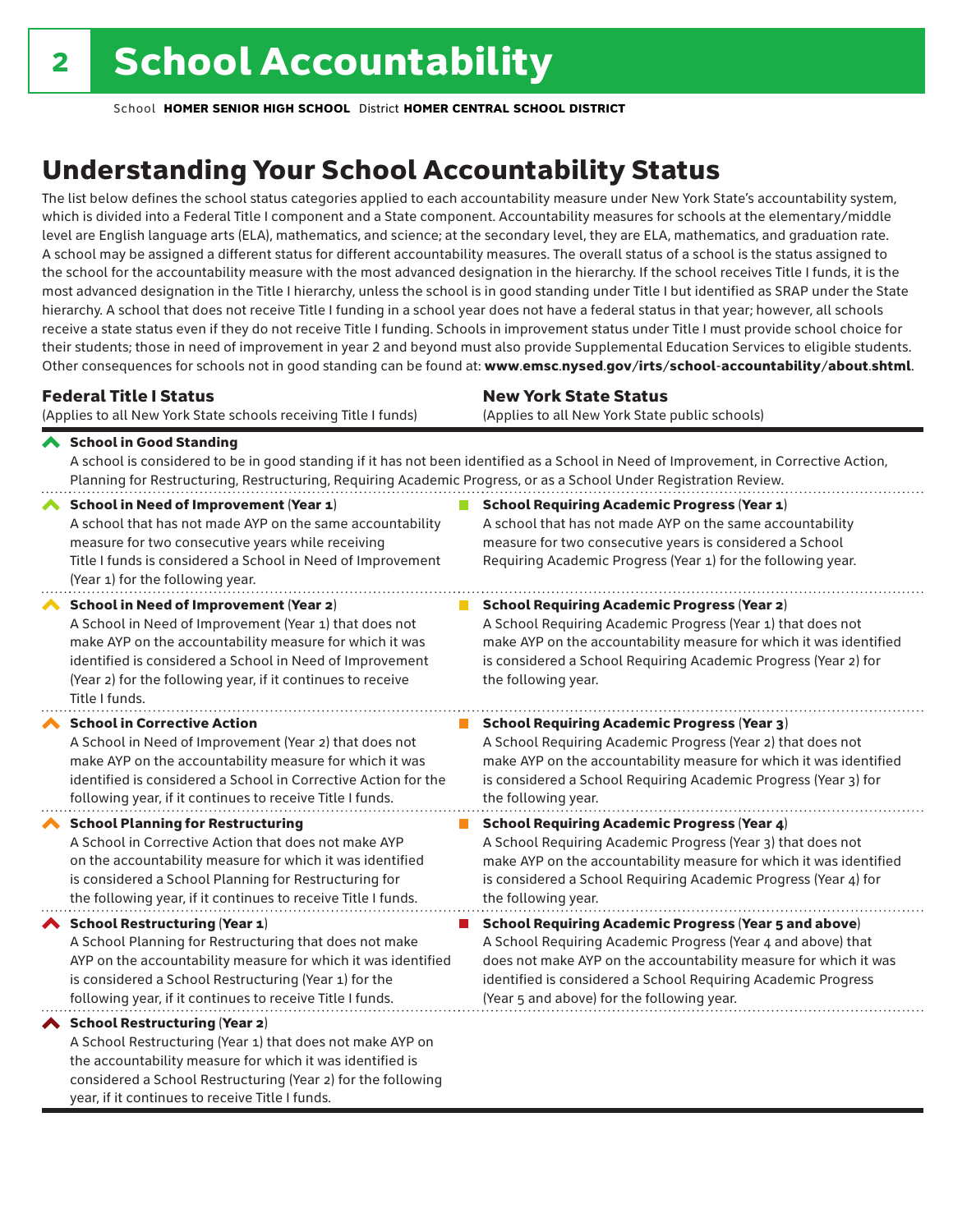# 2 School Accountability

School **HOMER SENIOR HIGH SCHOOL** District **HOMER CENTRAL SCHOOL DISTRICT**

## Understanding Your School Accountability Status

The list below defines the school status categories applied to each accountability measure under New York State's accountability system, which is divided into a Federal Title I component and a State component. Accountability measures for schools at the elementary/middle level are English language arts (ELA), mathematics, and science; at the secondary level, they are ELA, mathematics, and graduation rate. A school may be assigned a different status for different accountability measures. The overall status of a school is the status assigned to the school for the accountability measure with the most advanced designation in the hierarchy. If the school receives Title I funds, it is the most advanced designation in the Title I hierarchy, unless the school is in good standing under Title I but identified as SRAP under the State hierarchy. A school that does not receive Title I funding in a school year does not have a federal status in that year; however, all schools receive a state status even if they do not receive Title I funding. Schools in improvement status under Title I must provide school choice for their students; those in need of improvement in year 2 and beyond must also provide Supplemental Education Services to eligible students. Other consequences for schools not in good standing can be found at: **www.emsc.nysed.gov/irts/school-accountability/about.shtml**.

### Federal Title I Status

(Applies to all New York State schools receiving Title I funds)

### New York State Status

(Applies to all New York State public schools)

**School in Good Standing**
A school is considered to be in good standing if it has not been identified as a School in Need of Improvement, in Corrective Action, Planning for Restructuring, Restructuring, Requiring Academic Progress, or as a School Under Registration Review.

| Federal Title I Status | New York State Status |
|---|---|
| **School in Need of Improvement (Year 1)**<br>A school that has not made AYP on the same accountability measure for two consecutive years while receiving Title I funds is considered a School in Need of Improvement (Year 1) for the following year. | **School Requiring Academic Progress (Year 1)**<br>A school that has not made AYP on the same accountability measure for two consecutive years is considered a School Requiring Academic Progress (Year 1) for the following year. |
| **School in Need of Improvement (Year 2)**<br>A School in Need of Improvement (Year 1) that does not make AYP on the accountability measure for which it was identified is considered a School in Need of Improvement (Year 2) for the following year, if it continues to receive Title I funds. | **School Requiring Academic Progress (Year 2)**<br>A School Requiring Academic Progress (Year 1) that does not make AYP on the accountability measure for which it was identified is considered a School Requiring Academic Progress (Year 2) for the following year. |
| **School in Corrective Action**<br>A School in Need of Improvement (Year 2) that does not make AYP on the accountability measure for which it was identified is considered a School in Corrective Action for the following year, if it continues to receive Title I funds. | **School Requiring Academic Progress (Year 3)**<br>A School Requiring Academic Progress (Year 2) that does not make AYP on the accountability measure for which it was identified is considered a School Requiring Academic Progress (Year 3) for the following year. |
| **School Planning for Restructuring**<br>A School in Corrective Action that does not make AYP on the accountability measure for which it was identified is considered a School Planning for Restructuring for the following year, if it continues to receive Title I funds. | **School Requiring Academic Progress (Year 4)**<br>A School Requiring Academic Progress (Year 3) that does not make AYP on the accountability measure for which it was identified is considered a School Requiring Academic Progress (Year 4) for the following year. |
| **School Restructuring (Year 1)**<br>A School Planning for Restructuring that does not make AYP on the accountability measure for which it was identified is considered a School Restructuring (Year 1) for the following year, if it continues to receive Title I funds. | **School Requiring Academic Progress (Year 5 and above)**<br>A School Requiring Academic Progress (Year 4 and above) that does not make AYP on the accountability measure for which it was identified is considered a School Requiring Academic Progress (Year 5 and above) for the following year. |
| **School Restructuring (Year 2)**<br>A School Restructuring (Year 1) that does not make AYP on the accountability measure for which it was identified is considered a School Restructuring (Year 2) for the following year, if it continues to receive Title I funds. | |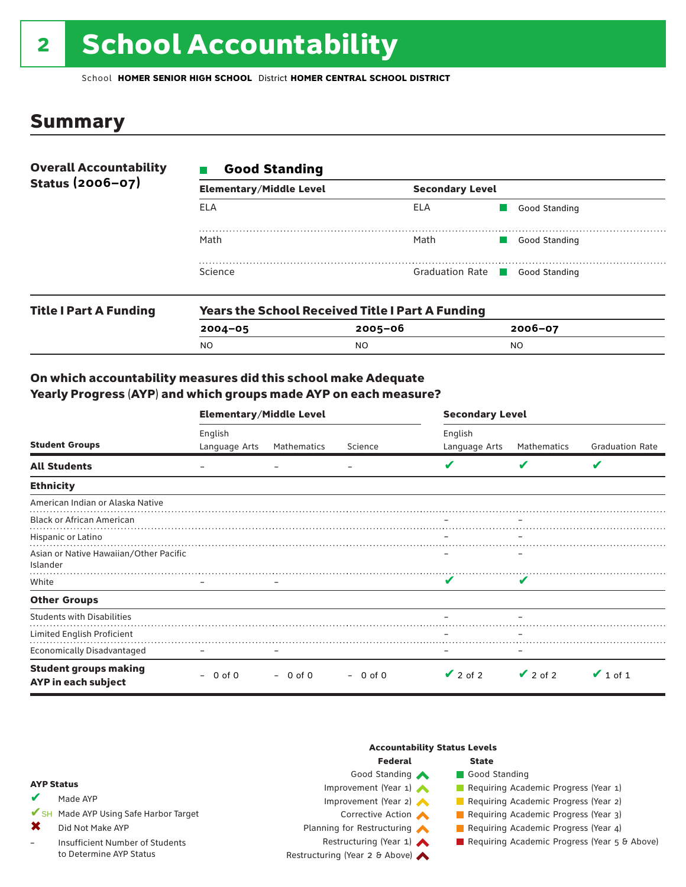# 2 School Accountability

School **HOMER SENIOR HIGH SCHOOL** District **HOMER CENTRAL SCHOOL DISTRICT**

## Summary

**Overall Accountability Status (2006–07)**

■ **Good Standing**

| Elementary/Middle Level | Secondary Level | |
|---|---|---|
| ELA | ELA | ■ Good Standing |
| Math | Math | ■ Good Standing |
| Science | Graduation Rate | ■ Good Standing |

**Title I Part A Funding**

**Years the School Received Title I Part A Funding**

| 2004–05 | 2005–06 | 2006–07 |
|---|---|---|
| NO | NO | NO |

### On which accountability measures did this school make Adequate Yearly Progress (AYP) and which groups made AYP on each measure?

| | Elementary/Middle Level | | | Secondary Level | | |
|---|---|---|---|---|---|---|
| **Student Groups** | English Language Arts | Mathematics | Science | English Language Arts | Mathematics | Graduation Rate |
| **All Students** | – | – | – | ✔ | ✔ | ✔ |
| **Ethnicity** | | | | | | |
| American Indian or Alaska Native | | | | | | |
| Black or African American | | | | – | – | |
| Hispanic or Latino | | | | – | – | |
| Asian or Native Hawaiian/Other Pacific Islander | | | | – | – | |
| White | – | – | | ✔ | ✔ | |
| **Other Groups** | | | | | | |
| Students with Disabilities | | | | – | – | |
| Limited English Proficient | | | | – | – | |
| Economically Disadvantaged | – | – | | – | – | |
| **Student groups making AYP in each subject** | – 0 of 0 | – 0 of 0 | – 0 of 0 | ✔ 2 of 2 | ✔ 2 of 2 | ✔ 1 of 1 |

**AYP Status**

- ✔ Made AYP
- ✔SH Made AYP Using Safe Harbor Target
- ✖ Did Not Make AYP
- – Insufficient Number of Students to Determine AYP Status

**Accountability Status Levels**

| Federal | State |
|---|---|
| Good Standing | Good Standing |
| Improvement (Year 1) | Requiring Academic Progress (Year 1) |
| Improvement (Year 2) | Requiring Academic Progress (Year 2) |
| Corrective Action | Requiring Academic Progress (Year 3) |
| Planning for Restructuring | Requiring Academic Progress (Year 4) |
| Restructuring (Year 1) | Requiring Academic Progress (Year 5 & Above) |
| Restructuring (Year 2 & Above) | |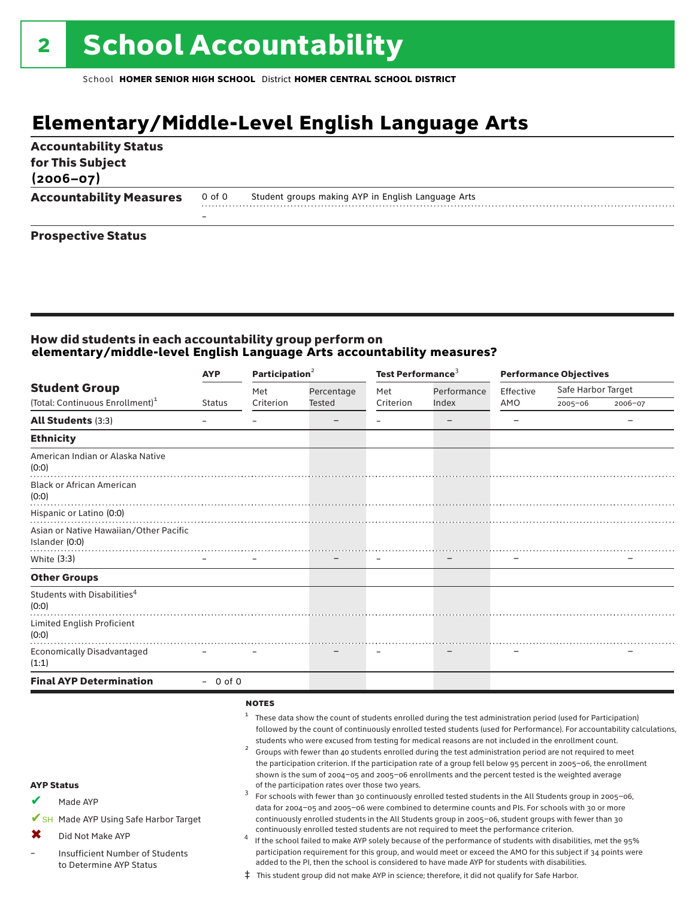# 2 School Accountability

School **HOMER SENIOR HIGH SCHOOL** District **HOMER CENTRAL SCHOOL DISTRICT**

## Elementary/Middle-Level English Language Arts

**Accountability Status for This Subject (2006–07)**

**Accountability Measures** 0 of 0 Student groups making AYP in English Language Arts

–

**Prospective Status**

### How did students in each accountability group perform on elementary/middle-level English Language Arts accountability measures?

| Student Group (Total: Continuous Enrollment)[1] | AYP Status | Participation[2] Met Criterion | Participation[2] Percentage Tested | Test Performance[3] Met Criterion | Test Performance[3] Performance Index | Performance Objectives Effective AMO | Safe Harbor Target 2005–06 | Safe Harbor Target 2006–07 |
|---|---|---|---|---|---|---|---|---|
| **All Students** (3:3) | – | – | – | – | – | – | | – |
| **Ethnicity** | | | | | | | | |
| American Indian or Alaska Native (0:0) | | | | | | | | |
| Black or African American (0:0) | | | | | | | | |
| Hispanic or Latino (0:0) | | | | | | | | |
| Asian or Native Hawaiian/Other Pacific Islander (0:0) | | | | | | | | |
| White (3:3) | – | – | – | – | – | – | | – |
| **Other Groups** | | | | | | | | |
| Students with Disabilities[4] (0:0) | | | | | | | | |
| Limited English Proficient (0:0) | | | | | | | | |
| Economically Disadvantaged (1:1) | – | – | – | – | – | – | | – |
| **Final AYP Determination** | – 0 of 0 | | | | | | | |

**NOTES**

[1] These data show the count of students enrolled during the test administration period (used for Participation) followed by the count of continuously enrolled tested students (used for Performance). For accountability calculations, students who were excused from testing for medical reasons are not included in the enrollment count.

[2] Groups with fewer than 40 students enrolled during the test administration period are not required to meet the participation criterion. If the participation rate of a group fell below 95 percent in 2005–06, the enrollment shown is the sum of 2004–05 and 2005–06 enrollments and the percent tested is the weighted average of the participation rates over those two years.

[3] For schools with fewer than 30 continuously enrolled tested students in the All Students group in 2005–06, data for 2004–05 and 2005–06 were combined to determine counts and PIs. For schools with 30 or more continuously enrolled students in the All Students group in 2005–06, student groups with fewer than 30 continuously enrolled tested students are not required to meet the performance criterion.

[4] If the school failed to make AYP solely because of the performance of students with disabilities, met the 95% participation requirement for this group, and would meet or exceed the AMO for this subject if 34 points were added to the PI, then the school is considered to have made AYP for students with disabilities.

‡ This student group did not make AYP in science; therefore, it did not qualify for Safe Harbor.

**AYP Status**

- ✔ Made AYP
- ✔SH Made AYP Using Safe Harbor Target
- ✖ Did Not Make AYP
- – Insufficient Number of Students to Determine AYP Status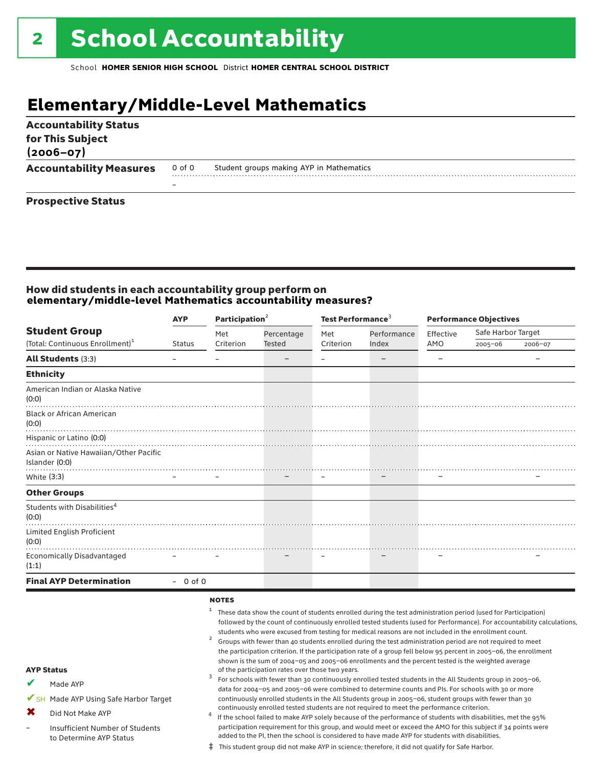# 2 School Accountability

School **HOMER SENIOR HIGH SCHOOL** District **HOMER CENTRAL SCHOOL DISTRICT**

## Elementary/Middle-Level Mathematics

**Accountability Status for This Subject (2006–07)**

**Accountability Measures** 0 of 0 Student groups making AYP in Mathematics

–

**Prospective Status**

### How did students in each accountability group perform on elementary/middle-level Mathematics accountability measures?

| Student Group (Total: Continuous Enrollment)[1] | AYP Status | Participation[2] Met Criterion | Percentage Tested | Test Performance[3] Met Criterion | Performance Index | Performance Objectives Effective AMO | Safe Harbor Target 2005–06 | 2006–07 |
|---|---|---|---|---|---|---|---|---|
| **All Students** (3:3) | – | – | – | – | – | – | | – |
| **Ethnicity** | | | | | | | | |
| American Indian or Alaska Native (0:0) | | | | | | | | |
| Black or African American (0:0) | | | | | | | | |
| Hispanic or Latino (0:0) | | | | | | | | |
| Asian or Native Hawaiian/Other Pacific Islander (0:0) | | | | | | | | |
| White (3:3) | – | – | – | – | – | – | | – |
| **Other Groups** | | | | | | | | |
| Students with Disabilities[4] (0:0) | | | | | | | | |
| Limited English Proficient (0:0) | | | | | | | | |
| Economically Disadvantaged (1:1) | – | – | – | – | – | – | | – |
| **Final AYP Determination** | – 0 of 0 | | | | | | | |

**NOTES**

1 These data show the count of students enrolled during the test administration period (used for Participation) followed by the count of continuously enrolled tested students (used for Performance). For accountability calculations, students who were excused from testing for medical reasons are not included in the enrollment count.

2 Groups with fewer than 40 students enrolled during the test administration period are not required to meet the participation criterion. If the participation rate of a group fell below 95 percent in 2005–06, the enrollment shown is the sum of 2004–05 and 2005–06 enrollments and the percent tested is the weighted average of the participation rates over those two years.

3 For schools with fewer than 30 continuously enrolled tested students in the All Students group in 2005–06, data for 2004–05 and 2005–06 were combined to determine counts and PIs. For schools with 30 or more continuously enrolled students in the All Students group in 2005–06, student groups with fewer than 30 continuously enrolled tested students are not required to meet the performance criterion.

4 If the school failed to make AYP solely because of the performance of students with disabilities, met the 95% participation requirement for this group, and would meet or exceed the AMO for this subject if 34 points were added to the PI, then the school is considered to have made AYP for students with disabilities.

‡ This student group did not make AYP in science; therefore, it did not qualify for Safe Harbor.

**AYP Status**

- ✔ Made AYP
- ✔SH Made AYP Using Safe Harbor Target
- ✖ Did Not Make AYP
- – Insufficient Number of Students to Determine AYP Status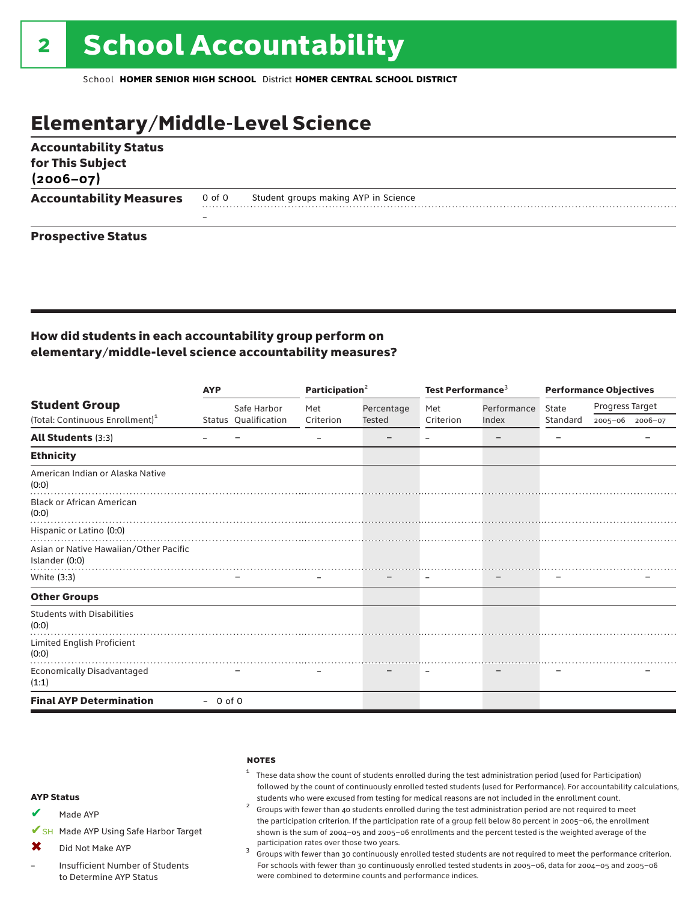# 2 School Accountability

School **HOMER SENIOR HIGH SCHOOL** District **HOMER CENTRAL SCHOOL DISTRICT**

## Elementary/Middle-Level Science

**Accountability Status for This Subject (2006–07)**

**Accountability Measures** 0 of 0 Student groups making AYP in Science

–

**Prospective Status**

### How did students in each accountability group perform on elementary/middle-level science accountability measures?

| Student Group (Total: Continuous Enrollment)[1] | AYP | | Participation[2] | | Test Performance[3] | | Performance Objectives | | |
|---|---|---|---|---|---|---|---|---|---|
| | Status | Safe Harbor Qualification | Met Criterion | Percentage Tested | Met Criterion | Performance Index | State Standard | Progress Target 2005–06 | Progress Target 2006–07 |
| **All Students** (3:3) | – | – | – | – | – | – | – | | – |
| **Ethnicity** | | | | | | | | | |
| American Indian or Alaska Native (0:0) | | | | | | | | | |
| Black or African American (0:0) | | | | | | | | | |
| Hispanic or Latino (0:0) | | | | | | | | | |
| Asian or Native Hawaiian/Other Pacific Islander (0:0) | | | | | | | | | |
| White (3:3) | | – | – | – | – | – | – | | – |
| **Other Groups** | | | | | | | | | |
| Students with Disabilities (0:0) | | | | | | | | | |
| Limited English Proficient (0:0) | | | | | | | | | |
| Economically Disadvantaged (1:1) | | – | – | – | – | – | – | | – |
| **Final AYP Determination** | – 0 of 0 | | | | | | | | |

**AYP Status**

- ✔ Made AYP
- ✔SH Made AYP Using Safe Harbor Target
- ✖ Did Not Make AYP
- – Insufficient Number of Students to Determine AYP Status

**NOTES**

1. These data show the count of students enrolled during the test administration period (used for Participation) followed by the count of continuously enrolled tested students (used for Performance). For accountability calculations, students who were excused from testing for medical reasons are not included in the enrollment count.
2. Groups with fewer than 40 students enrolled during the test administration period are not required to meet the participation criterion. If the participation rate of a group fell below 80 percent in 2005–06, the enrollment shown is the sum of 2004–05 and 2005–06 enrollments and the percent tested is the weighted average of the participation rates over those two years.
3. Groups with fewer than 30 continuously enrolled tested students are not required to meet the performance criterion. For schools with fewer than 30 continuously enrolled tested students in 2005–06, data for 2004–05 and 2005–06 were combined to determine counts and performance indices.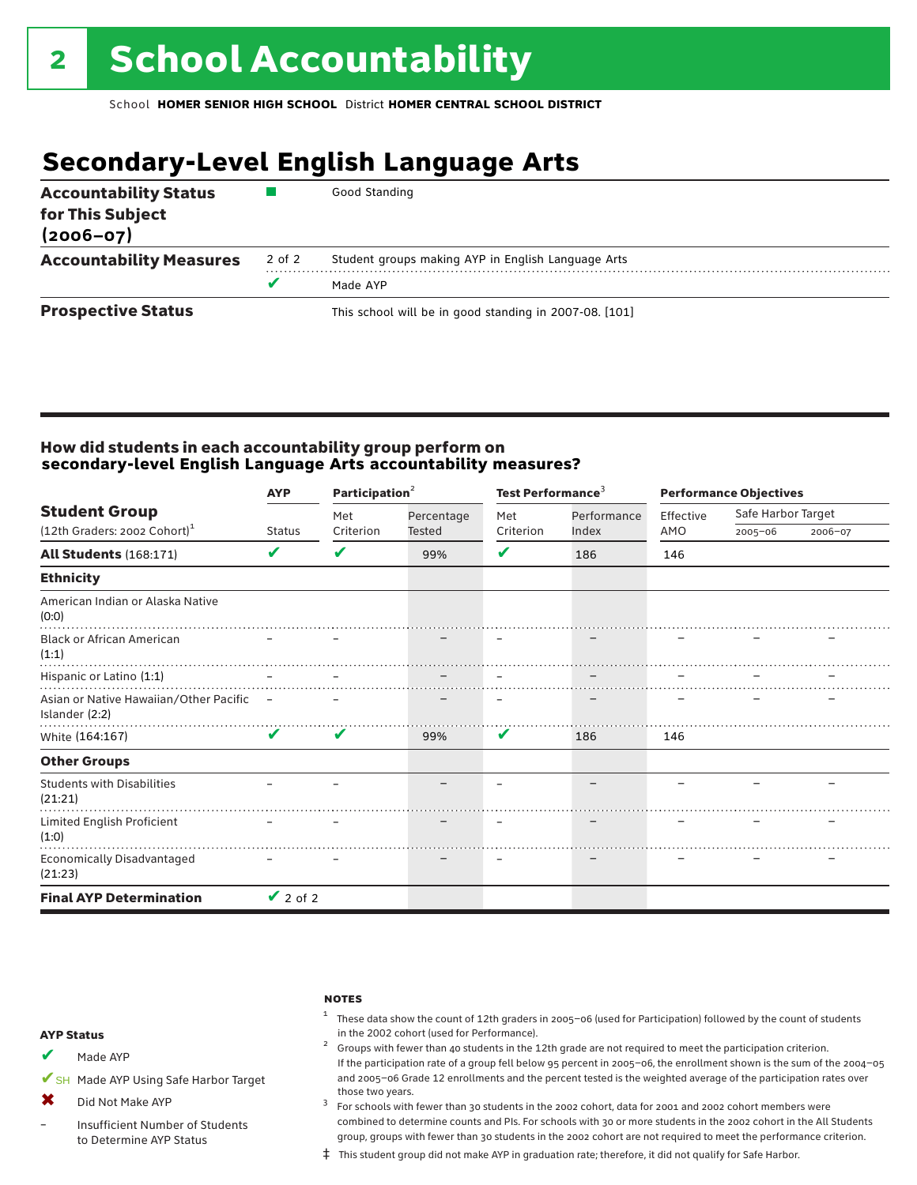# 2 School Accountability

School **HOMER SENIOR HIGH SCHOOL** District **HOMER CENTRAL SCHOOL DISTRICT**

## Secondary-Level English Language Arts

| | | |
|---|---|---|
| **Accountability Status for This Subject (2006–07)** | ■ | Good Standing |
| **Accountability Measures** | 2 of 2 | Student groups making AYP in English Language Arts |
| | ✔ | Made AYP |
| **Prospective Status** | | This school will be in good standing in 2007-08. [101] |

### How did students in each accountability group perform on secondary-level English Language Arts accountability measures?

| Student Group (12th Graders: 2002 Cohort)[1] | AYP | Participation[2] | | Test Performance[3] | | Performance Objectives | | |
|---|---|---|---|---|---|---|---|---|
| | Status | Met Criterion | Percentage Tested | Met Criterion | Performance Index | Effective AMO | Safe Harbor Target 2005–06 | Safe Harbor Target 2006–07 |
| **All Students** (168:171) | ✔ | ✔ | 99% | ✔ | 186 | 146 | | |
| **Ethnicity** | | | | | | | | |
| American Indian or Alaska Native (0:0) | | | | | | | | |
| Black or African American (1:1) | – | – | – | – | – | – | – | – |
| Hispanic or Latino (1:1) | – | – | – | – | – | – | – | – |
| Asian or Native Hawaiian/Other Pacific Islander (2:2) | – | – | – | – | – | – | – | – |
| White (164:167) | ✔ | ✔ | 99% | ✔ | 186 | 146 | | |
| **Other Groups** | | | | | | | | |
| Students with Disabilities (21:21) | – | – | – | – | – | – | – | – |
| Limited English Proficient (1:0) | – | – | – | – | – | – | – | – |
| Economically Disadvantaged (21:23) | – | – | – | – | – | – | – | – |
| **Final AYP Determination** | ✔ 2 of 2 | | | | | | | |

**AYP Status**

- ✔ Made AYP
- ✔SH Made AYP Using Safe Harbor Target
- ✖ Did Not Make AYP
- – Insufficient Number of Students to Determine AYP Status

**NOTES**

1 These data show the count of 12th graders in 2005–06 (used for Participation) followed by the count of students in the 2002 cohort (used for Performance).

2 Groups with fewer than 40 students in the 12th grade are not required to meet the participation criterion. If the participation rate of a group fell below 95 percent in 2005–06, the enrollment shown is the sum of the 2004–05 and 2005–06 Grade 12 enrollments and the percent tested is the weighted average of the participation rates over those two years.

3 For schools with fewer than 30 students in the 2002 cohort, data for 2001 and 2002 cohort members were combined to determine counts and PIs. For schools with 30 or more students in the 2002 cohort in the All Students group, groups with fewer than 30 students in the 2002 cohort are not required to meet the performance criterion.

‡ This student group did not make AYP in graduation rate; therefore, it did not qualify for Safe Harbor.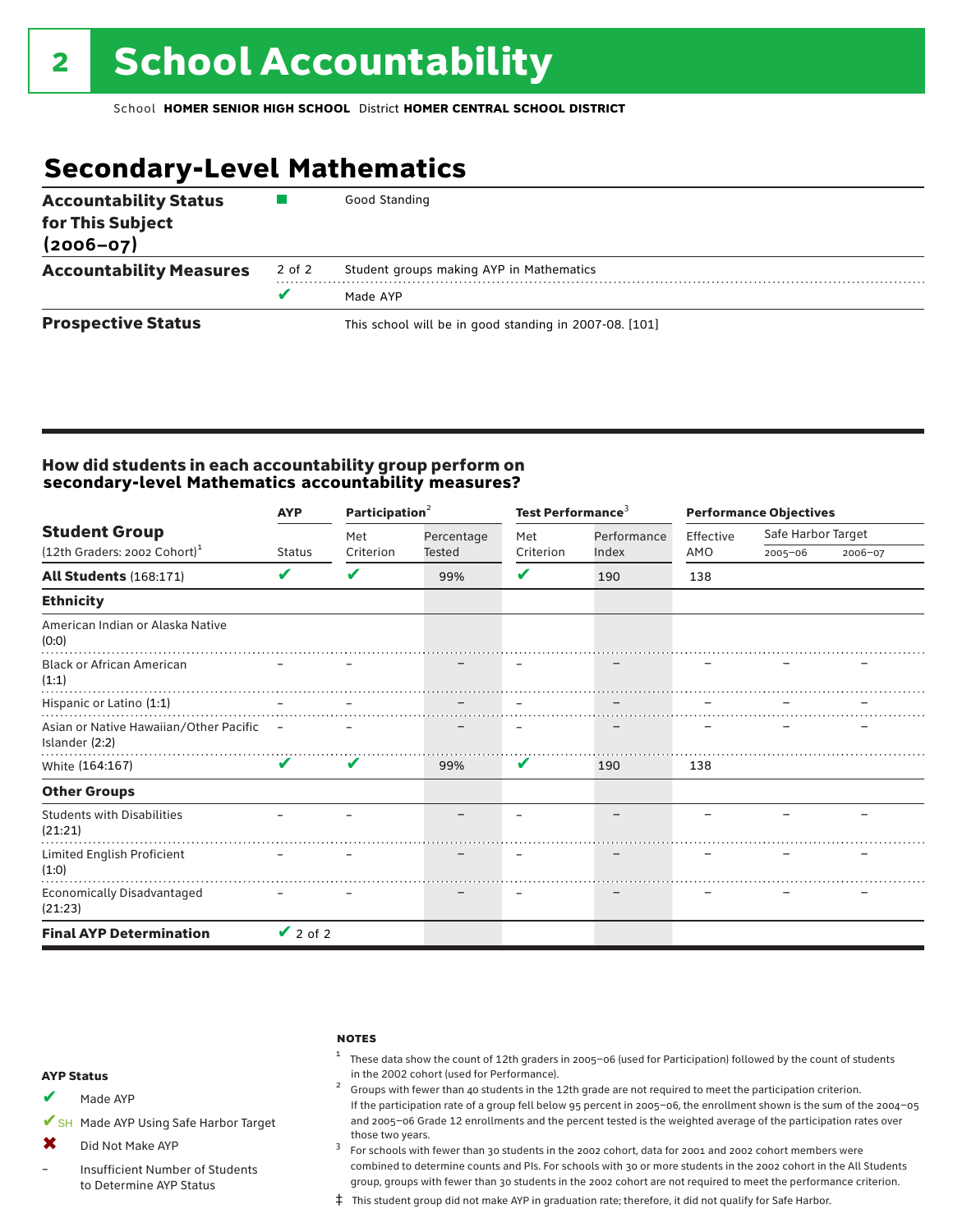# 2 School Accountability

School **HOMER SENIOR HIGH SCHOOL** District **HOMER CENTRAL SCHOOL DISTRICT**

## Secondary-Level Mathematics

| | | |
|---|---|---|
| **Accountability Status for This Subject (2006–07)** | ■ | Good Standing |
| **Accountability Measures** | 2 of 2 | Student groups making AYP in Mathematics |
| | ✔ | Made AYP |
| **Prospective Status** | | This school will be in good standing in 2007-08. [101] |

### How did students in each accountability group perform on secondary-level Mathematics accountability measures?

| Student Group (12th Graders: 2002 Cohort)[1] | AYP | Participation[2] | | Test Performance[3] | | Performance Objectives | | |
|---|---|---|---|---|---|---|---|---|
| | Status | Met Criterion | Percentage Tested | Met Criterion | Performance Index | Effective AMO | Safe Harbor Target 2005–06 | Safe Harbor Target 2006–07 |
| **All Students** (168:171) | ✔ | ✔ | 99% | ✔ | 190 | 138 | | |
| **Ethnicity** | | | | | | | | |
| American Indian or Alaska Native (0:0) | | | | | | | | |
| Black or African American (1:1) | – | – | – | – | – | – | – | – |
| Hispanic or Latino (1:1) | – | – | – | – | – | – | – | – |
| Asian or Native Hawaiian/Other Pacific Islander (2:2) | – | – | – | – | – | – | – | – |
| White (164:167) | ✔ | ✔ | 99% | ✔ | 190 | 138 | | |
| **Other Groups** | | | | | | | | |
| Students with Disabilities (21:21) | – | – | – | – | – | – | – | – |
| Limited English Proficient (1:0) | – | – | – | – | – | – | – | – |
| Economically Disadvantaged (21:23) | – | – | – | – | – | – | – | – |
| **Final AYP Determination** | ✔ 2 of 2 | | | | | | | |

**AYP Status**

- ✔ Made AYP
- ✔SH Made AYP Using Safe Harbor Target
- ✖ Did Not Make AYP
- – Insufficient Number of Students to Determine AYP Status

**NOTES**

[1] These data show the count of 12th graders in 2005–06 (used for Participation) followed by the count of students in the 2002 cohort (used for Performance).

[2] Groups with fewer than 40 students in the 12th grade are not required to meet the participation criterion. If the participation rate of a group fell below 95 percent in 2005–06, the enrollment shown is the sum of the 2004–05 and 2005–06 Grade 12 enrollments and the percent tested is the weighted average of the participation rates over those two years.

[3] For schools with fewer than 30 students in the 2002 cohort, data for 2001 and 2002 cohort members were combined to determine counts and PIs. For schools with 30 or more students in the 2002 cohort in the All Students group, groups with fewer than 30 students in the 2002 cohort are not required to meet the performance criterion.

‡ This student group did not make AYP in graduation rate; therefore, it did not qualify for Safe Harbor.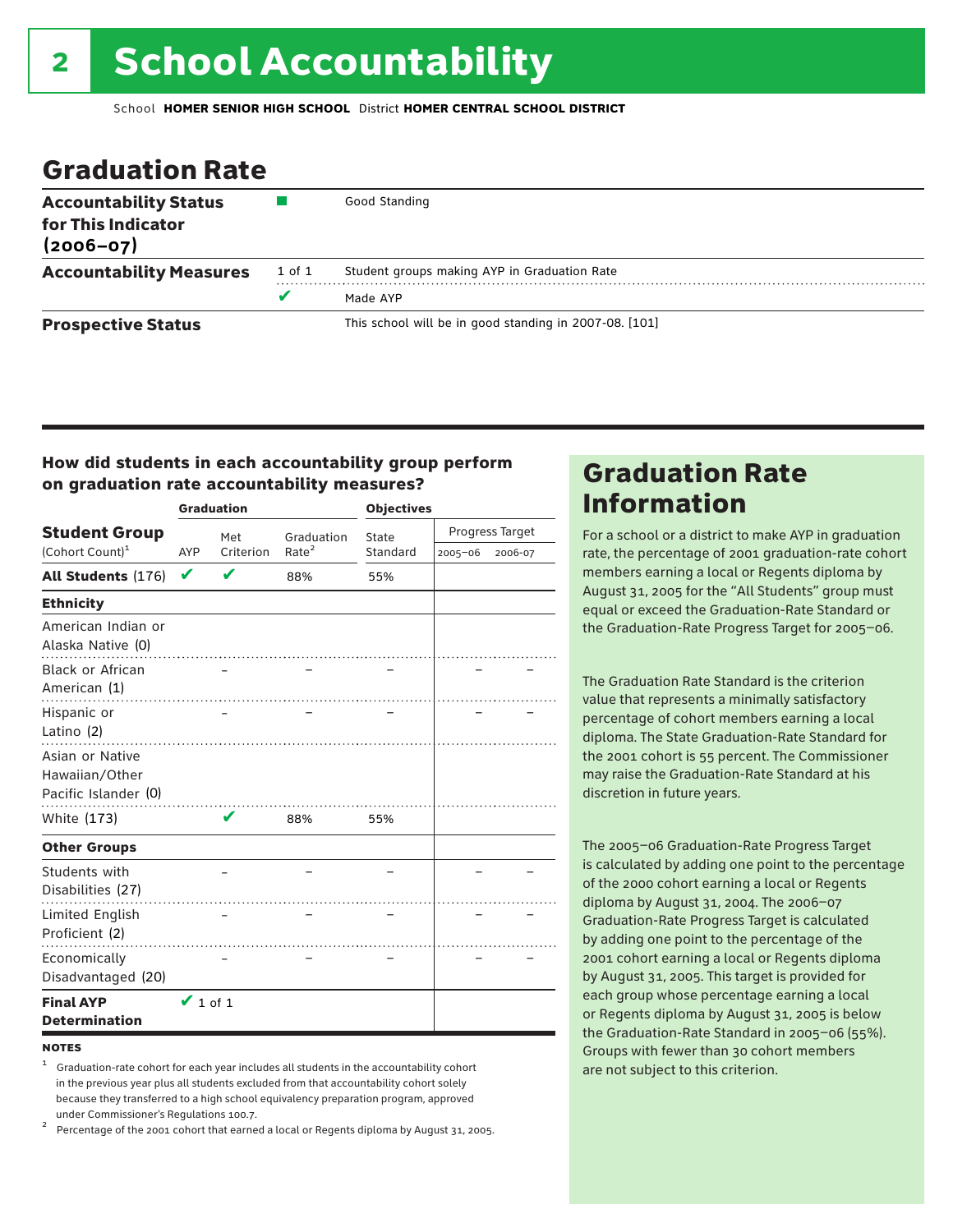# 2 School Accountability

School **HOMER SENIOR HIGH SCHOOL** District **HOMER CENTRAL SCHOOL DISTRICT**

## Graduation Rate

| | | |
|---|---|---|
| **Accountability Status for This Indicator (2006–07)** | ■ | Good Standing |
| **Accountability Measures** | 1 of 1 | Student groups making AYP in Graduation Rate |
| | ✔ | Made AYP |
| **Prospective Status** | | This school will be in good standing in 2007-08. [101] |

### How did students in each accountability group perform on graduation rate accountability measures?

| Student Group (Cohort Count)[1] | Graduation AYP | Met Criterion | Graduation Rate[2] | Objectives State Standard | Progress Target 2005–06 | Progress Target 2006-07 |
|---|---|---|---|---|---|---|
| **All Students** (176) | ✔ | ✔ | 88% | 55% | | |
| **Ethnicity** | | | | | | |
| American Indian or Alaska Native (0) | | | | | | |
| Black or African American (1) | | – | – | – | – | – |
| Hispanic or Latino (2) | | – | – | – | – | – |
| Asian or Native Hawaiian/Other Pacific Islander (0) | | | | | | |
| White (173) | | ✔ | 88% | 55% | | |
| **Other Groups** | | | | | | |
| Students with Disabilities (27) | | – | – | – | – | – |
| Limited English Proficient (2) | | – | – | – | – | – |
| Economically Disadvantaged (20) | | – | – | – | – | – |
| **Final AYP Determination** | ✔ 1 of 1 | | | | | |

**NOTES**

1 Graduation-rate cohort for each year includes all students in the accountability cohort in the previous year plus all students excluded from that accountability cohort solely because they transferred to a high school equivalency preparation program, approved under Commissioner's Regulations 100.7.

2 Percentage of the 2001 cohort that earned a local or Regents diploma by August 31, 2005.

## Graduation Rate Information

For a school or a district to make AYP in graduation rate, the percentage of 2001 graduation-rate cohort members earning a local or Regents diploma by August 31, 2005 for the "All Students" group must equal or exceed the Graduation-Rate Standard or the Graduation-Rate Progress Target for 2005–06.

The Graduation Rate Standard is the criterion value that represents a minimally satisfactory percentage of cohort members earning a local diploma. The State Graduation-Rate Standard for the 2001 cohort is 55 percent. The Commissioner may raise the Graduation-Rate Standard at his discretion in future years.

The 2005–06 Graduation-Rate Progress Target is calculated by adding one point to the percentage of the 2000 cohort earning a local or Regents diploma by August 31, 2004. The 2006–07 Graduation-Rate Progress Target is calculated by adding one point to the percentage of the 2001 cohort earning a local or Regents diploma by August 31, 2005. This target is provided for each group whose percentage earning a local or Regents diploma by August 31, 2005 is below the Graduation-Rate Standard in 2005–06 (55%). Groups with fewer than 30 cohort members are not subject to this criterion.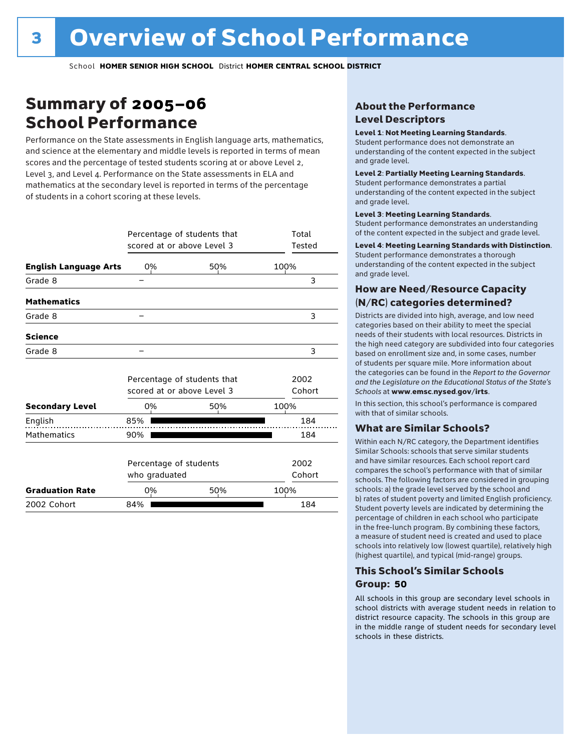# Overview of School Performance

School **HOMER SENIOR HIGH SCHOOL** District **HOMER CENTRAL SCHOOL DISTRICT**

## Summary of 2005–06 School Performance

Performance on the State assessments in English language arts, mathematics, and science at the elementary and middle levels is reported in terms of mean scores and the percentage of tested students scoring at or above Level 2, Level 3, and Level 4. Performance on the State assessments in ELA and mathematics at the secondary level is reported in terms of the percentage of students in a cohort scoring at these levels.

| | Percentage of students that scored at or above Level 3 | Total Tested |
|---|---|---|
| **English Language Arts** | | |
| Grade 8 | – | 3 |
| **Mathematics** | | |
| Grade 8 | – | 3 |
| **Science** | | |
| Grade 8 | – | 3 |

| **Secondary Level** | Percentage of students that scored at or above Level 3 | 2002 Cohort |
|---|---|---|
| English | 85% | 184 |
| Mathematics | 90% | 184 |

| **Graduation Rate** | Percentage of students who graduated | 2002 Cohort |
|---|---|---|
| 2002 Cohort | 84% | 184 |

### About the Performance Level Descriptors

**Level 1**: **Not Meeting Learning Standards**. Student performance does not demonstrate an understanding of the content expected in the subject and grade level.

**Level 2**: **Partially Meeting Learning Standards**. Student performance demonstrates a partial understanding of the content expected in the subject and grade level.

**Level 3**: **Meeting Learning Standards**. Student performance demonstrates an understanding of the content expected in the subject and grade level.

**Level 4**: **Meeting Learning Standards with Distinction**. Student performance demonstrates a thorough understanding of the content expected in the subject and grade level.

### How are Need/Resource Capacity (N/RC) categories determined?

Districts are divided into high, average, and low need categories based on their ability to meet the special needs of their students with local resources. Districts in the high need category are subdivided into four categories based on enrollment size and, in some cases, number of students per square mile. More information about the categories can be found in the *Report to the Governor and the Legislature on the Educational Status of the State's Schools* at **www.emsc.nysed.gov/irts**.

In this section, this school's performance is compared with that of similar schools.

### What are Similar Schools?

Within each N/RC category, the Department identifies Similar Schools: schools that serve similar students and have similar resources. Each school report card compares the school's performance with that of similar schools. The following factors are considered in grouping schools: a) the grade level served by the school and b) rates of student poverty and limited English proficiency. Student poverty levels are indicated by determining the percentage of children in each school who participate in the free-lunch program. By combining these factors, a measure of student need is created and used to place schools into relatively low (lowest quartile), relatively high (highest quartile), and typical (mid-range) groups.

### This School's Similar Schools Group: 50

All schools in this group are secondary level schools in school districts with average student needs in relation to district resource capacity. The schools in this group are in the middle range of student needs for secondary level schools in these districts.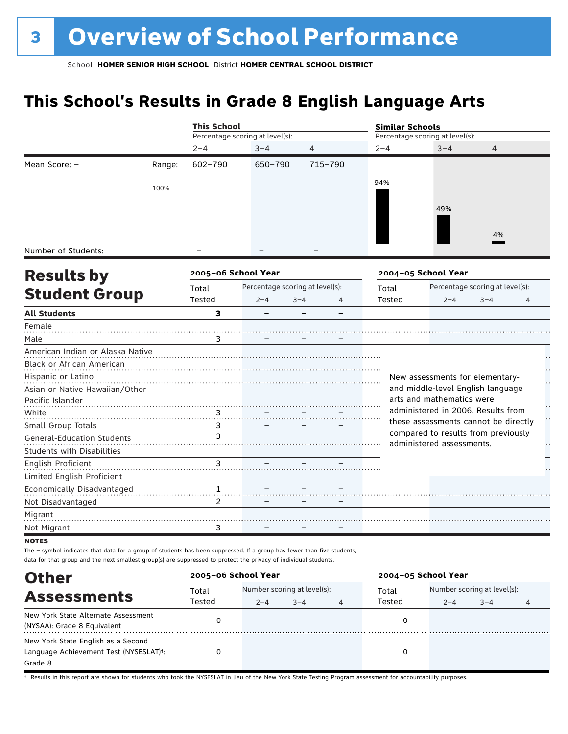# 3 Overview of School Performance

School **HOMER SENIOR HIGH SCHOOL** District **HOMER CENTRAL SCHOOL DISTRICT**

## This School's Results in Grade 8 English Language Arts

| | | This School | | | Similar Schools | | |
|---|---|---|---|---|---|---|---|
| | | Percentage scoring at level(s): | | | Percentage scoring at level(s): | | |
| | | 2–4 | 3–4 | 4 | 2–4 | 3–4 | 4 |
| Mean Score: – | Range: | 602–790 | 650–790 | 715–790 | | | |
| | 100% | | | | 94% | 49% | 4% |
| Number of Students: | | – | – | – | | | |

## Results by Student Group

| | 2005–06 School Year | | | | 2004–05 School Year | | | |
|---|---|---|---|---|---|---|---|---|
| | Total Tested | Percentage scoring at level(s): 2–4 | 3–4 | 4 | Total Tested | Percentage scoring at level(s): 2–4 | 3–4 | 4 |
| **All Students** | **3** | **–** | **–** | **–** | | | | |
| Female | | | | | | | | |
| Male | 3 | – | – | – | | | | |
| American Indian or Alaska Native | | | | | | | | |
| Black or African American | | | | | | | | |
| Hispanic or Latino | | | | | | | | |
| Asian or Native Hawaiian/Other Pacific Islander | | | | | | | | |
| White | 3 | – | – | – | | | | |
| Small Group Totals | 3 | – | – | – | | | | |
| General-Education Students | 3 | – | – | – | | | | |
| Students with Disabilities | | | | | | | | |
| English Proficient | 3 | – | – | – | | | | |
| Limited English Proficient | | | | | | | | |
| Economically Disadvantaged | 1 | – | – | – | | | | |
| Not Disadvantaged | 2 | – | – | – | | | | |
| Migrant | | | | | | | | |
| Not Migrant | 3 | – | – | – | | | | |

New assessments for elementary- and middle-level English language arts and mathematics were administered in 2006. Results from these assessments cannot be directly compared to results from previously administered assessments.

**NOTES**

The – symbol indicates that data for a group of students has been suppressed. If a group has fewer than five students, data for that group and the next smallest group(s) are suppressed to protect the privacy of individual students.

## Other Assessments

| | 2005–06 School Year | | | | 2004–05 School Year | | | |
|---|---|---|---|---|---|---|---|---|
| | Total Tested | Number scoring at level(s): 2–4 | 3–4 | 4 | Total Tested | Number scoring at level(s): 2–4 | 3–4 | 4 |
| New York State Alternate Assessment (NYSAA): Grade 8 Equivalent | 0 | | | | 0 | | | |
| New York State English as a Second Language Achievement Test (NYSESLAT)†: Grade 8 | 0 | | | | 0 | | | |

† Results in this report are shown for students who took the NYSESLAT in lieu of the New York State Testing Program assessment for accountability purposes.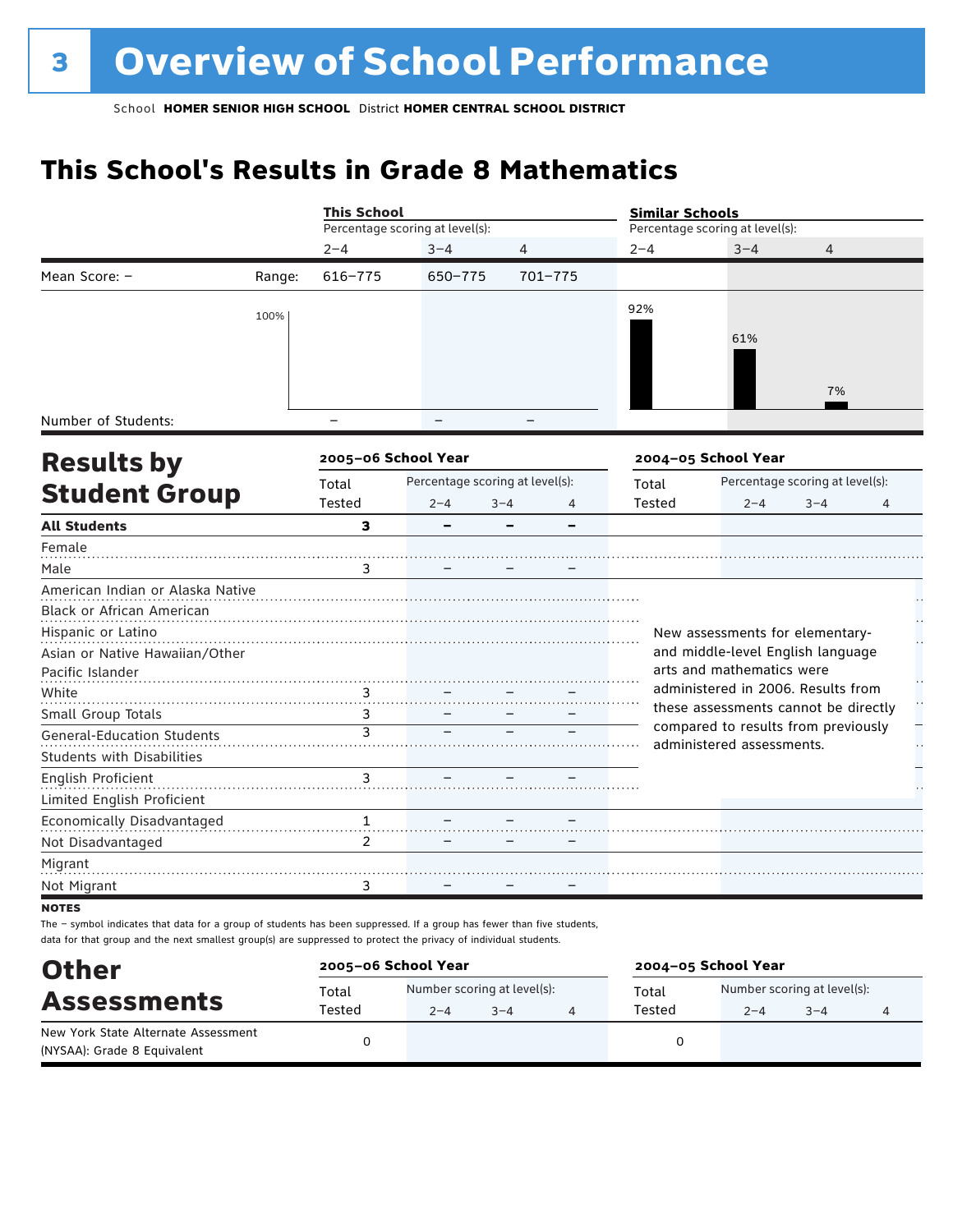# 3 Overview of School Performance

School **HOMER SENIOR HIGH SCHOOL** District **HOMER CENTRAL SCHOOL DISTRICT**

## This School's Results in Grade 8 Mathematics

| | | This School | | | Similar Schools | | |
|---|---|---|---|---|---|---|---|
| | | Percentage scoring at level(s): | | | Percentage scoring at level(s): | | |
| | | 2–4 | 3–4 | 4 | 2–4 | 3–4 | 4 |
| Mean Score: – | Range: | 616–775 | 650–775 | 701–775 | | | |
| | | | | | 92% | 61% | 7% |
| Number of Students: | | – | – | – | | | |

## Results by Student Group

| | 2005–06 School Year | | | | 2004–05 School Year | | | |
|---|---|---|---|---|---|---|---|---|
| | Total Tested | Percentage scoring at level(s): 2–4 | 3–4 | 4 | Total Tested | Percentage scoring at level(s): 2–4 | 3–4 | 4 |
| **All Students** | **3** | **–** | **–** | **–** | | | | |
| Female | | | | | | | | |
| Male | 3 | – | – | – | | | | |
| American Indian or Alaska Native | | | | | | | | |
| Black or African American | | | | | | | | |
| Hispanic or Latino | | | | | | | | |
| Asian or Native Hawaiian/Other Pacific Islander | | | | | | | | |
| White | 3 | – | – | – | | | | |
| Small Group Totals | 3 | – | – | – | | | | |
| General-Education Students | 3 | – | – | – | | | | |
| Students with Disabilities | | | | | | | | |
| English Proficient | 3 | – | – | – | | | | |
| Limited English Proficient | | | | | | | | |
| Economically Disadvantaged | 1 | – | – | – | | | | |
| Not Disadvantaged | 2 | – | – | – | | | | |
| Migrant | | | | | | | | |
| Not Migrant | 3 | – | – | – | | | | |

New assessments for elementary- and middle-level English language arts and mathematics were administered in 2006. Results from these assessments cannot be directly compared to results from previously administered assessments.

**NOTES**

The – symbol indicates that data for a group of students has been suppressed. If a group has fewer than five students, data for that group and the next smallest group(s) are suppressed to protect the privacy of individual students.

## Other Assessments

| | 2005–06 School Year | | | | 2004–05 School Year | | | |
|---|---|---|---|---|---|---|---|---|
| | Total Tested | Number scoring at level(s): 2–4 | 3–4 | 4 | Total Tested | Number scoring at level(s): 2–4 | 3–4 | 4 |
| New York State Alternate Assessment (NYSAA): Grade 8 Equivalent | 0 | | | | 0 | | | |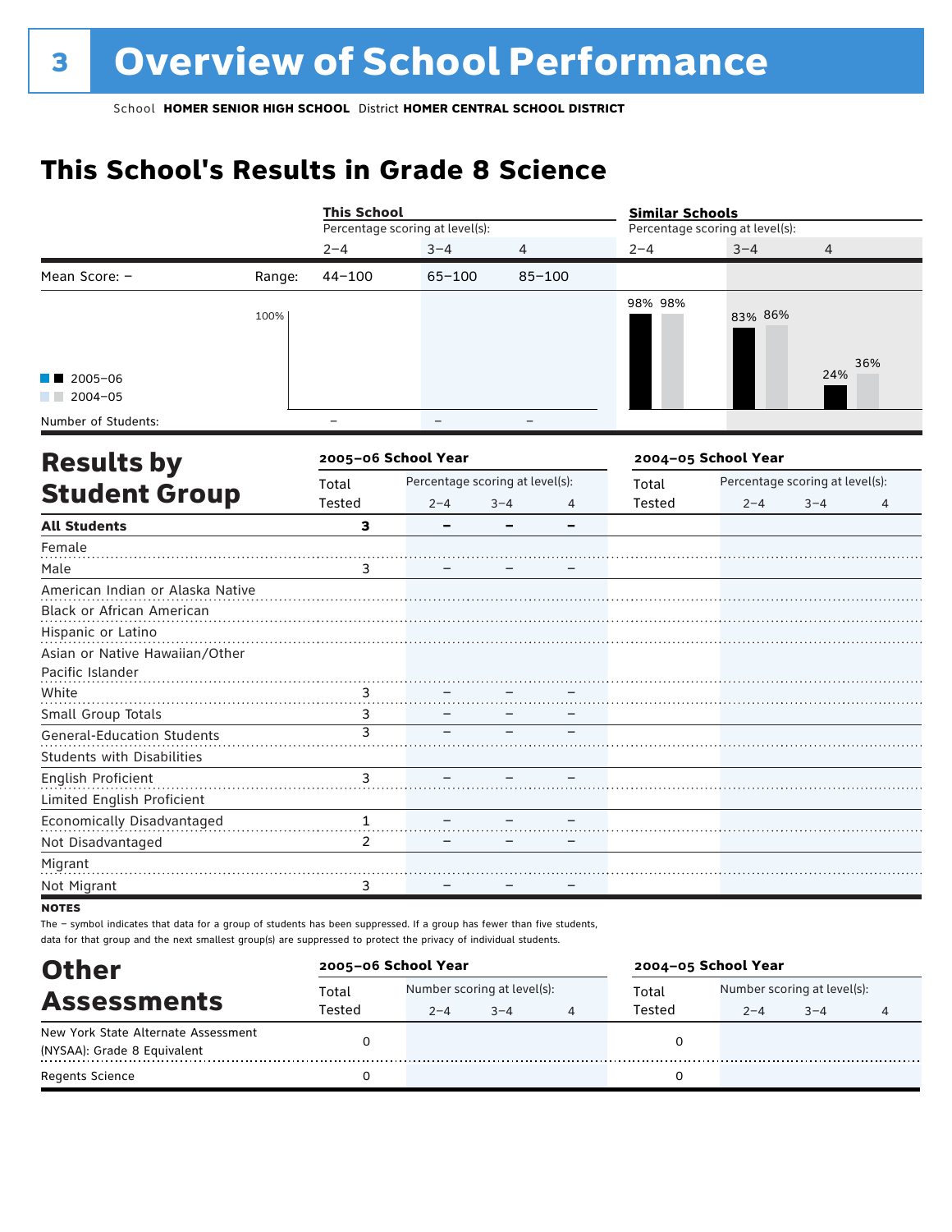# 3 Overview of School Performance

School **HOMER SENIOR HIGH SCHOOL** District **HOMER CENTRAL SCHOOL DISTRICT**

## This School's Results in Grade 8 Science

| | | This School | | | Similar Schools | | |
|---|---|---|---|---|---|---|---|
| | | Percentage scoring at level(s): | | | Percentage scoring at level(s): | | |
| | | 2–4 | 3–4 | 4 | 2–4 | 3–4 | 4 |
| Mean Score: – | Range: | 44–100 | 65–100 | 85–100 | | | |
| 2005–06 | | | | | 98% | 83% | 24% |
| 2004–05 | | | | | 98% | 86% | 36% |
| Number of Students: | | – | – | – | | | |

## Results by Student Group

| | 2005–06 School Year | | | | 2004–05 School Year | | | |
|---|---|---|---|---|---|---|---|---|
| | Total Tested | Percentage scoring at level(s): 2–4 | 3–4 | 4 | Total Tested | Percentage scoring at level(s): 2–4 | 3–4 | 4 |
| **All Students** | **3** | **–** | **–** | **–** | | | | |
| Female | | | | | | | | |
| Male | 3 | – | – | – | | | | |
| American Indian or Alaska Native | | | | | | | | |
| Black or African American | | | | | | | | |
| Hispanic or Latino | | | | | | | | |
| Asian or Native Hawaiian/Other Pacific Islander | | | | | | | | |
| White | 3 | – | – | – | | | | |
| Small Group Totals | 3 | – | – | – | | | | |
| General-Education Students | 3 | – | – | – | | | | |
| Students with Disabilities | | | | | | | | |
| English Proficient | 3 | – | – | – | | | | |
| Limited English Proficient | | | | | | | | |
| Economically Disadvantaged | 1 | – | – | – | | | | |
| Not Disadvantaged | 2 | – | – | – | | | | |
| Migrant | | | | | | | | |
| Not Migrant | 3 | – | – | – | | | | |

**NOTES**

The – symbol indicates that data for a group of students has been suppressed. If a group has fewer than five students, data for that group and the next smallest group(s) are suppressed to protect the privacy of individual students.

## Other Assessments

| | 2005–06 School Year | | | | 2004–05 School Year | | | |
|---|---|---|---|---|---|---|---|---|
| | Total Tested | Number scoring at level(s): 2–4 | 3–4 | 4 | Total Tested | Number scoring at level(s): 2–4 | 3–4 | 4 |
| New York State Alternate Assessment (NYSAA): Grade 8 Equivalent | 0 | | | | 0 | | | |
| Regents Science | 0 | | | | 0 | | | |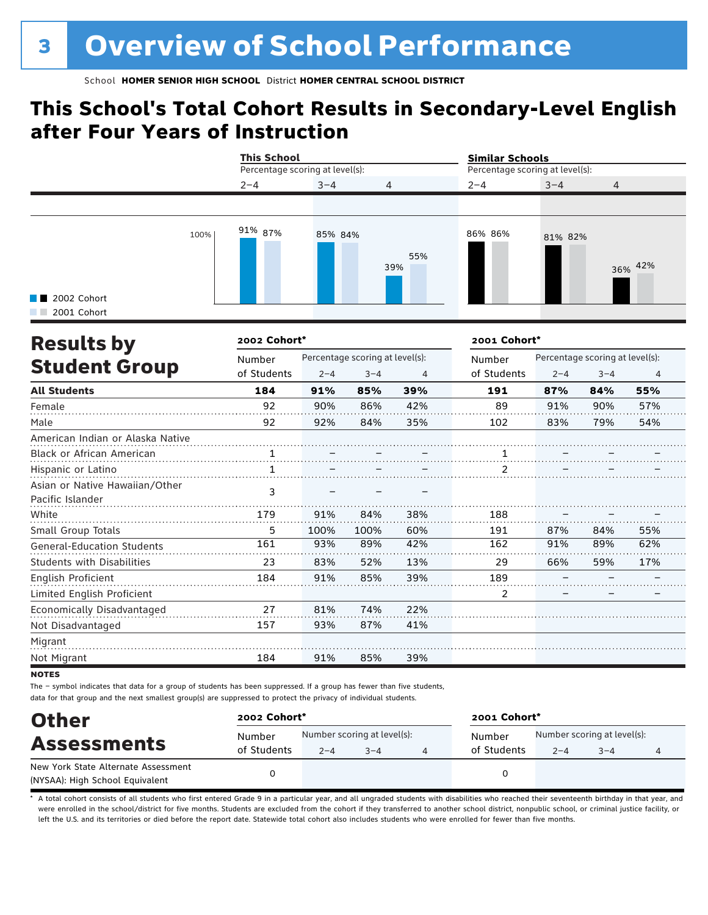# 3 Overview of School Performance

School **HOMER SENIOR HIGH SCHOOL** District **HOMER CENTRAL SCHOOL DISTRICT**

## This School's Total Cohort Results in Secondary-Level English after Four Years of Instruction

| | This School | | | Similar Schools | | |
|---|---|---|---|---|---|---|
| Percentage scoring at level(s): | 2–4 | 3–4 | 4 | 2–4 | 3–4 | 4 |
| 2002 Cohort | 91% | 85% | 39% | 86% | 81% | 36% |
| 2001 Cohort | 87% | 84% | 55% | 86% | 82% | 42% |

## Results by Student Group

| | 2002 Cohort* | | | | 2001 Cohort* | | | |
|---|---|---|---|---|---|---|---|---|
| | Number of Students | Percentage scoring at level(s): 2–4 | 3–4 | 4 | Number of Students | Percentage scoring at level(s): 2–4 | 3–4 | 4 |
| **All Students** | **184** | **91%** | **85%** | **39%** | **191** | **87%** | **84%** | **55%** |
| Female | 92 | 90% | 86% | 42% | 89 | 91% | 90% | 57% |
| Male | 92 | 92% | 84% | 35% | 102 | 83% | 79% | 54% |
| American Indian or Alaska Native | | | | | | | | |
| Black or African American | 1 | – | – | – | 1 | – | – | – |
| Hispanic or Latino | 1 | – | – | – | 2 | – | – | – |
| Asian or Native Hawaiian/Other Pacific Islander | 3 | – | – | – | | | | |
| White | 179 | 91% | 84% | 38% | 188 | – | – | – |
| Small Group Totals | 5 | 100% | 100% | 60% | 191 | 87% | 84% | 55% |
| General-Education Students | 161 | 93% | 89% | 42% | 162 | 91% | 89% | 62% |
| Students with Disabilities | 23 | 83% | 52% | 13% | 29 | 66% | 59% | 17% |
| English Proficient | 184 | 91% | 85% | 39% | 189 | – | – | – |
| Limited English Proficient | | | | | 2 | – | – | – |
| Economically Disadvantaged | 27 | 81% | 74% | 22% | | | | |
| Not Disadvantaged | 157 | 93% | 87% | 41% | | | | |
| Migrant | | | | | | | | |
| Not Migrant | 184 | 91% | 85% | 39% | | | | |

**NOTES**

The – symbol indicates that data for a group of students has been suppressed. If a group has fewer than five students, data for that group and the next smallest group(s) are suppressed to protect the privacy of individual students.

## Other Assessments

| | 2002 Cohort* | | | | 2001 Cohort* | | | |
|---|---|---|---|---|---|---|---|---|
| | Number of Students | Number scoring at level(s): 2–4 | 3–4 | 4 | Number of Students | Number scoring at level(s): 2–4 | 3–4 | 4 |
| New York State Alternate Assessment (NYSAA): High School Equivalent | 0 | | | | 0 | | | |

\* A total cohort consists of all students who first entered Grade 9 in a particular year, and all ungraded students with disabilities who reached their seventeenth birthday in that year, and were enrolled in the school/district for five months. Students are excluded from the cohort if they transferred to another school district, nonpublic school, or criminal justice facility, or left the U.S. and its territories or died before the report date. Statewide total cohort also includes students who were enrolled for fewer than five months.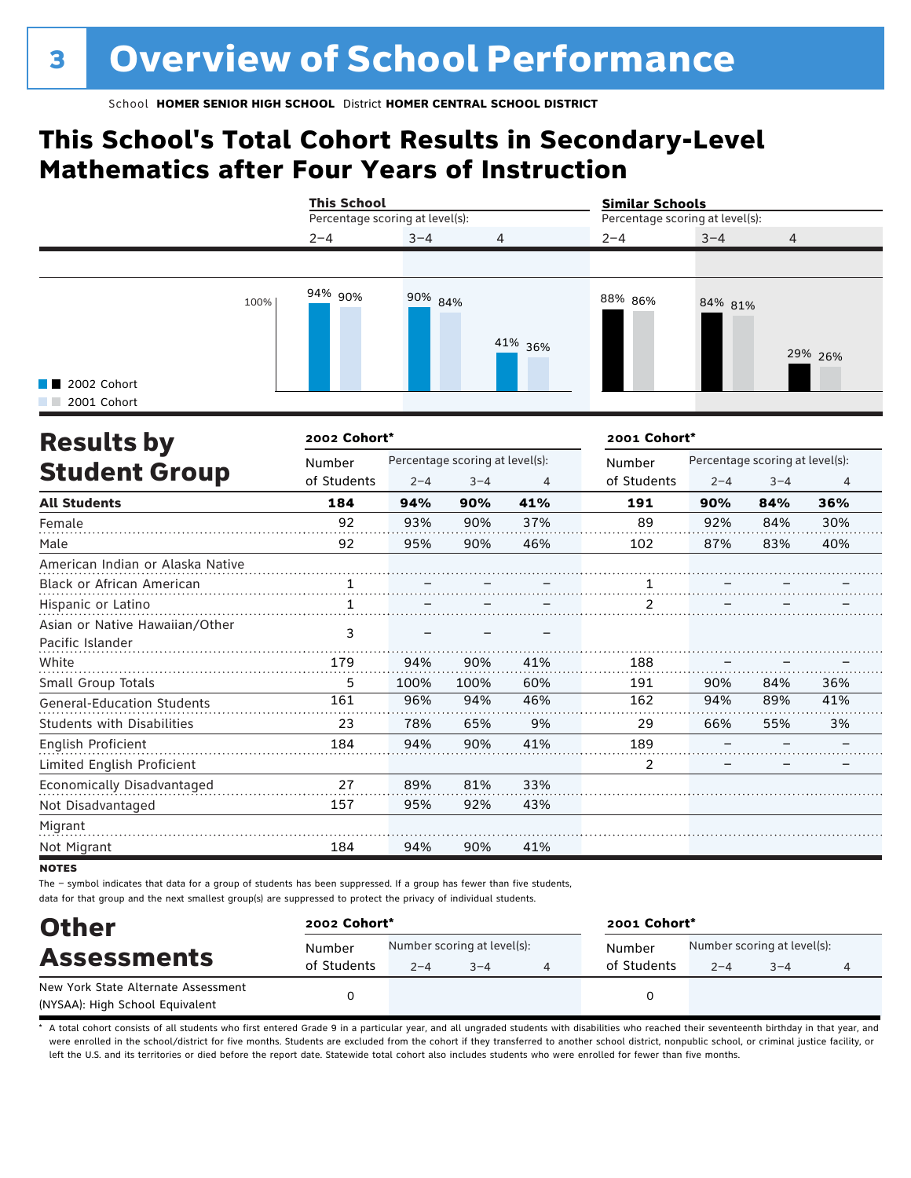# Overview of School Performance

School **HOMER SENIOR HIGH SCHOOL** District **HOMER CENTRAL SCHOOL DISTRICT**

## This School's Total Cohort Results in Secondary-Level Mathematics after Four Years of Instruction

| | This School 2–4 | This School 3–4 | This School 4 | Similar Schools 2–4 | Similar Schools 3–4 | Similar Schools 4 |
|---|---|---|---|---|---|---|
| 2002 Cohort | 94% | 90% | 41% | 88% | 84% | 29% |
| 2001 Cohort | 90% | 84% | 36% | 86% | 81% | 26% |

Percentage scoring at level(s).

## Results by Student Group

| | 2002 Cohort* | | | | 2001 Cohort* | | | |
|---|---|---|---|---|---|---|---|---|
| | Number of Students | Percentage scoring at level(s): 2–4 | 3–4 | 4 | Number of Students | Percentage scoring at level(s): 2–4 | 3–4 | 4 |
| **All Students** | **184** | **94%** | **90%** | **41%** | **191** | **90%** | **84%** | **36%** |
| Female | 92 | 93% | 90% | 37% | 89 | 92% | 84% | 30% |
| Male | 92 | 95% | 90% | 46% | 102 | 87% | 83% | 40% |
| American Indian or Alaska Native | | | | | | | | |
| Black or African American | 1 | – | – | – | 1 | – | – | – |
| Hispanic or Latino | 1 | – | – | – | 2 | – | – | – |
| Asian or Native Hawaiian/Other Pacific Islander | 3 | – | – | – | | | | |
| White | 179 | 94% | 90% | 41% | 188 | – | – | – |
| Small Group Totals | 5 | 100% | 100% | 60% | 191 | 90% | 84% | 36% |
| General-Education Students | 161 | 96% | 94% | 46% | 162 | 94% | 89% | 41% |
| Students with Disabilities | 23 | 78% | 65% | 9% | 29 | 66% | 55% | 3% |
| English Proficient | 184 | 94% | 90% | 41% | 189 | – | – | – |
| Limited English Proficient | | | | | 2 | – | – | – |
| Economically Disadvantaged | 27 | 89% | 81% | 33% | | | | |
| Not Disadvantaged | 157 | 95% | 92% | 43% | | | | |
| Migrant | | | | | | | | |
| Not Migrant | 184 | 94% | 90% | 41% | | | | |

**NOTES**

The – symbol indicates that data for a group of students has been suppressed. If a group has fewer than five students, data for that group and the next smallest group(s) are suppressed to protect the privacy of individual students.

## Other Assessments

| | 2002 Cohort* | | | | 2001 Cohort* | | | |
|---|---|---|---|---|---|---|---|---|
| | Number of Students | Number scoring at level(s): 2–4 | 3–4 | 4 | Number of Students | Number scoring at level(s): 2–4 | 3–4 | 4 |
| New York State Alternate Assessment (NYSAA): High School Equivalent | 0 | | | | 0 | | | |

* A total cohort consists of all students who first entered Grade 9 in a particular year, and all ungraded students with disabilities who reached their seventeenth birthday in that year, and were enrolled in the school/district for five months. Students are excluded from the cohort if they transferred to another school district, nonpublic school, or criminal justice facility, or left the U.S. and its territories or died before the report date. Statewide total cohort also includes students who were enrolled for fewer than five months.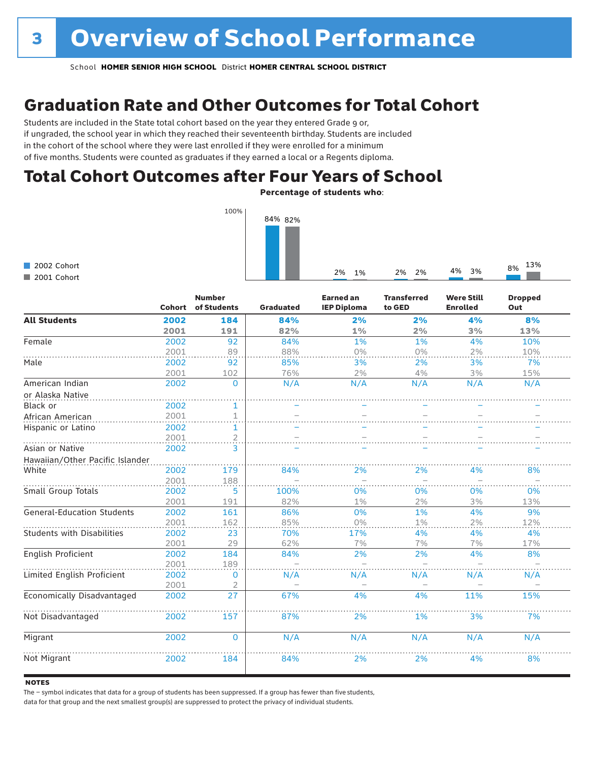# 3 Overview of School Performance

School **HOMER SENIOR HIGH SCHOOL** District **HOMER CENTRAL SCHOOL DISTRICT**

## Graduation Rate and Other Outcomes for Total Cohort

Students are included in the State total cohort based on the year they entered Grade 9 or, if ungraded, the school year in which they reached their seventeenth birthday. Students are included in the cohort of the school where they were last enrolled if they were enrolled for a minimum of five months. Students were counted as graduates if they earned a local or a Regents diploma.

## Total Cohort Outcomes after Four Years of School

**Percentage of students who:**

| | Graduated | Earned an IEP Diploma | Transferred to GED | Were Still Enrolled | Dropped Out |
|---|---|---|---|---|---|
| 2002 Cohort | 84% | 2% | 2% | 4% | 8% |
| 2001 Cohort | 82% | 1% | 2% | 3% | 13% |

| | Cohort | Number of Students | Graduated | Earned an IEP Diploma | Transferred to GED | Were Still Enrolled | Dropped Out |
|---|---|---|---|---|---|---|---|
| **All Students** | **2002** | **184** | **84%** | **2%** | **2%** | **4%** | **8%** |
| | **2001** | **191** | **82%** | **1%** | **2%** | **3%** | **13%** |
| Female | 2002 | 92 | 84% | 1% | 1% | 4% | 10% |
| | 2001 | 89 | 88% | 0% | 0% | 2% | 10% |
| Male | 2002 | 92 | 85% | 3% | 2% | 3% | 7% |
| | 2001 | 102 | 76% | 2% | 4% | 3% | 15% |
| American Indian or Alaska Native | 2002 | 0 | N/A | N/A | N/A | N/A | N/A |
| Black or African American | 2002 | 1 | – | – | – | – | – |
| | 2001 | 1 | – | – | – | – | – |
| Hispanic or Latino | 2002 | 1 | – | – | – | – | – |
| | 2001 | 2 | – | – | – | – | – |
| Asian or Native Hawaiian/Other Pacific Islander | 2002 | 3 | – | – | – | – | – |
| White | 2002 | 179 | 84% | 2% | 2% | 4% | 8% |
| | 2001 | 188 | – | – | – | – | – |
| Small Group Totals | 2002 | 5 | 100% | 0% | 0% | 0% | 0% |
| | 2001 | 191 | 82% | 1% | 2% | 3% | 13% |
| General-Education Students | 2002 | 161 | 86% | 0% | 1% | 4% | 9% |
| | 2001 | 162 | 85% | 0% | 1% | 2% | 12% |
| Students with Disabilities | 2002 | 23 | 70% | 17% | 4% | 4% | 4% |
| | 2001 | 29 | 62% | 7% | 7% | 7% | 17% |
| English Proficient | 2002 | 184 | 84% | 2% | 2% | 4% | 8% |
| | 2001 | 189 | – | – | – | – | – |
| Limited English Proficient | 2002 | 0 | N/A | N/A | N/A | N/A | N/A |
| | 2001 | 2 | – | – | – | – | – |
| Economically Disadvantaged | 2002 | 27 | 67% | 4% | 4% | 11% | 15% |
| Not Disadvantaged | 2002 | 157 | 87% | 2% | 1% | 3% | 7% |
| Migrant | 2002 | 0 | N/A | N/A | N/A | N/A | N/A |
| Not Migrant | 2002 | 184 | 84% | 2% | 2% | 4% | 8% |

**NOTES**

The – symbol indicates that data for a group of students has been suppressed. If a group has fewer than five students, data for that group and the next smallest group(s) are suppressed to protect the privacy of individual students.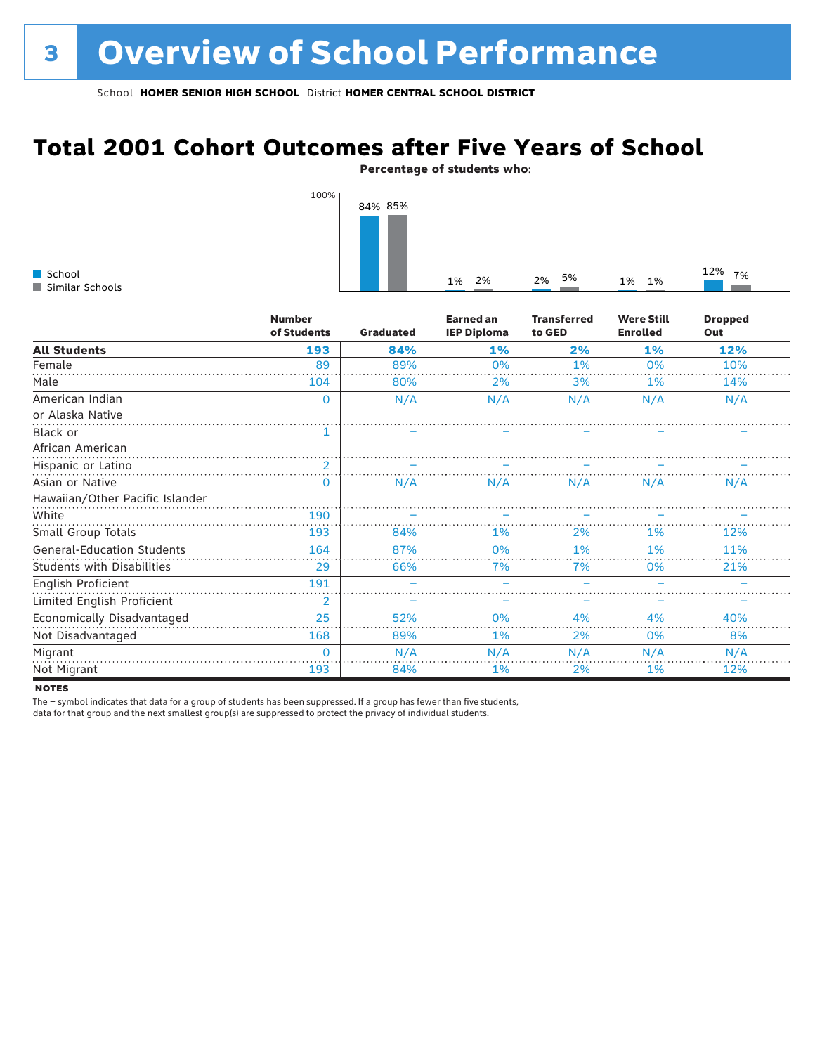# 3 Overview of School Performance

School **HOMER SENIOR HIGH SCHOOL** District **HOMER CENTRAL SCHOOL DISTRICT**

## Total 2001 Cohort Outcomes after Five Years of School

**Percentage of students who:**

100%

84% 85%

1% 2%

2% 5%

1% 1%

12% 7%

School
Similar Schools

| | Number of Students | Graduated | Earned an IEP Diploma | Transferred to GED | Were Still Enrolled | Dropped Out |
|---|---|---|---|---|---|---|
| **All Students** | **193** | **84%** | **1%** | **2%** | **1%** | **12%** |
| Female | 89 | 89% | 0% | 1% | 0% | 10% |
| Male | 104 | 80% | 2% | 3% | 1% | 14% |
| American Indian or Alaska Native | 0 | N/A | N/A | N/A | N/A | N/A |
| Black or African American | 1 | – | – | – | – | – |
| Hispanic or Latino | 2 | – | – | – | – | – |
| Asian or Native Hawaiian/Other Pacific Islander | 0 | N/A | N/A | N/A | N/A | N/A |
| White | 190 | – | – | – | – | – |
| Small Group Totals | 193 | 84% | 1% | 2% | 1% | 12% |
| General-Education Students | 164 | 87% | 0% | 1% | 1% | 11% |
| Students with Disabilities | 29 | 66% | 7% | 7% | 0% | 21% |
| English Proficient | 191 | – | – | – | – | – |
| Limited English Proficient | 2 | – | – | – | – | – |
| Economically Disadvantaged | 25 | 52% | 0% | 4% | 4% | 40% |
| Not Disadvantaged | 168 | 89% | 1% | 2% | 0% | 8% |
| Migrant | 0 | N/A | N/A | N/A | N/A | N/A |
| Not Migrant | 193 | 84% | 1% | 2% | 1% | 12% |

**NOTES**

The – symbol indicates that data for a group of students has been suppressed. If a group has fewer than five students, data for that group and the next smallest group(s) are suppressed to protect the privacy of individual students.